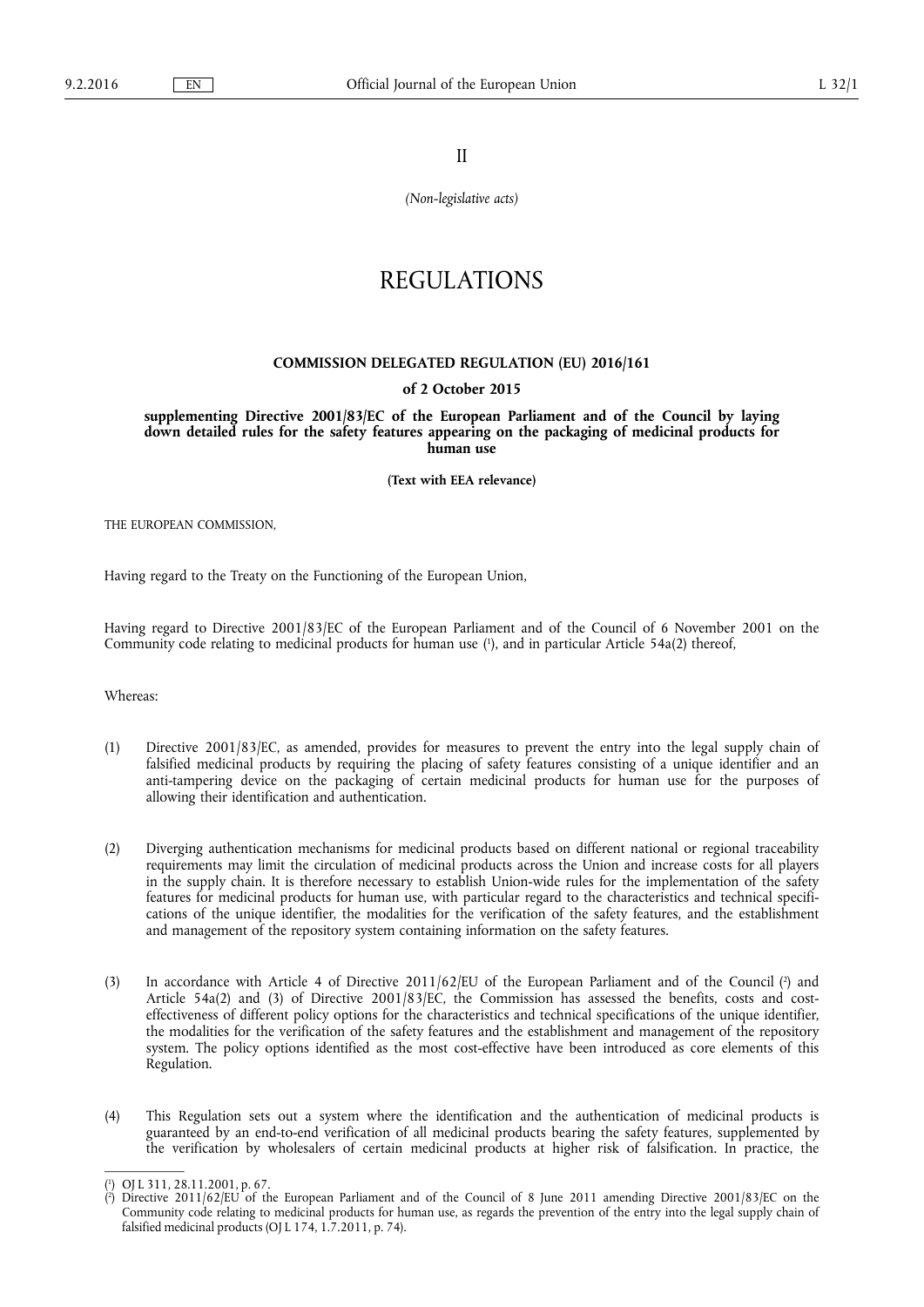II

*(Non-legislative acts)*

# REGULATIONS

## COMMISSION DELEGATED REGULATION (EU) 2016/161

### of 2 October 2015

### supplementing Directive 2001/83/EC of the European Parliament and of the Council by laying down detailed rules for the safety features appearing on the packaging of medicinal products for human use

**(Text with EEA relevance)**

THE EUROPEAN COMMISSION,

Having regard to the Treaty on the Functioning of the European Union,

Having regard to Directive 2001/83/EC of the European Parliament and of the Council of 6 November 2001 on the Community code relating to medicinal products for human use [1], and in particular Article 54a(2) thereof,

Whereas:

(1) Directive 2001/83/EC, as amended, provides for measures to prevent the entry into the legal supply chain of falsified medicinal products by requiring the placing of safety features consisting of a unique identifier and an anti-tampering device on the packaging of certain medicinal products for human use for the purposes of allowing their identification and authentication.

(2) Diverging authentication mechanisms for medicinal products based on different national or regional traceability requirements may limit the circulation of medicinal products across the Union and increase costs for all players in the supply chain. It is therefore necessary to establish Union-wide rules for the implementation of the safety features for medicinal products for human use, with particular regard to the characteristics and technical specifications of the unique identifier, the modalities for the verification of the safety features, and the establishment and management of the repository system containing information on the safety features.

(3) In accordance with Article 4 of Directive 2011/62/EU of the European Parliament and of the Council [2] and Article 54a(2) and (3) of Directive 2001/83/EC, the Commission has assessed the benefits, costs and cost-effectiveness of different policy options for the characteristics and technical specifications of the unique identifier, the modalities for the verification of the safety features and the establishment and management of the repository system. The policy options identified as the most cost-effective have been introduced as core elements of this Regulation.

(4) This Regulation sets out a system where the identification and the authentication of medicinal products is guaranteed by an end-to-end verification of all medicinal products bearing the safety features, supplemented by the verification by wholesalers of certain medicinal products at higher risk of falsification. In practice, the

---

[1] OJ L 311, 28.11.2001, p. 67.

[2] Directive 2011/62/EU of the European Parliament and of the Council of 8 June 2011 amending Directive 2001/83/EC on the Community code relating to medicinal products for human use, as regards the prevention of the entry into the legal supply chain of falsified medicinal products (OJ L 174, 1.7.2011, p. 74).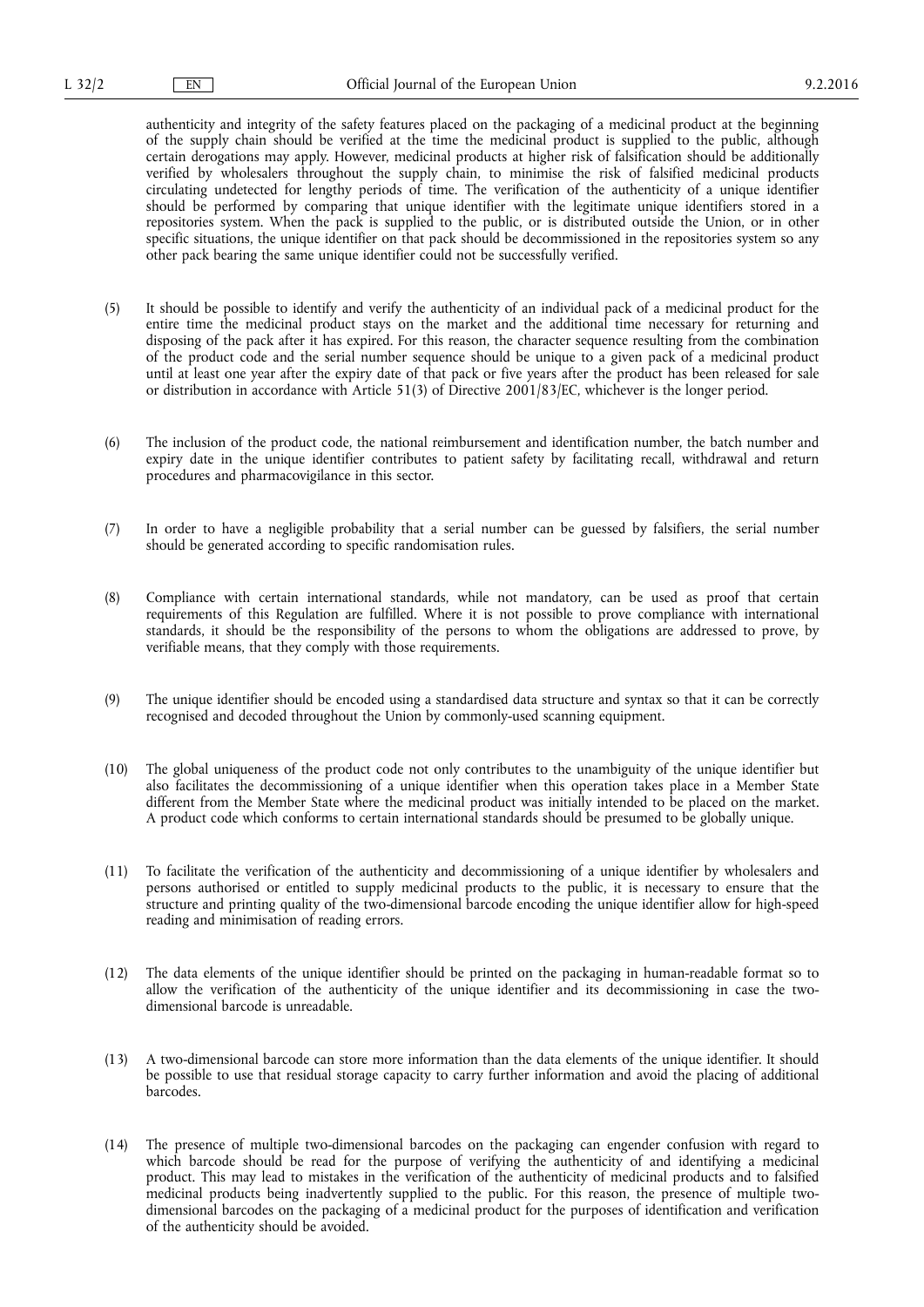authenticity and integrity of the safety features placed on the packaging of a medicinal product at the beginning of the supply chain should be verified at the time the medicinal product is supplied to the public, although certain derogations may apply. However, medicinal products at higher risk of falsification should be additionally verified by wholesalers throughout the supply chain, to minimise the risk of falsified medicinal products circulating undetected for lengthy periods of time. The verification of the authenticity of a unique identifier should be performed by comparing that unique identifier with the legitimate unique identifiers stored in a repositories system. When the pack is supplied to the public, or is distributed outside the Union, or in other specific situations, the unique identifier on that pack should be decommissioned in the repositories system so any other pack bearing the same unique identifier could not be successfully verified.

(5) It should be possible to identify and verify the authenticity of an individual pack of a medicinal product for the entire time the medicinal product stays on the market and the additional time necessary for returning and disposing of the pack after it has expired. For this reason, the character sequence resulting from the combination of the product code and the serial number sequence should be unique to a given pack of a medicinal product until at least one year after the expiry date of that pack or five years after the product has been released for sale or distribution in accordance with Article 51(3) of Directive 2001/83/EC, whichever is the longer period.

(6) The inclusion of the product code, the national reimbursement and identification number, the batch number and expiry date in the unique identifier contributes to patient safety by facilitating recall, withdrawal and return procedures and pharmacovigilance in this sector.

(7) In order to have a negligible probability that a serial number can be guessed by falsifiers, the serial number should be generated according to specific randomisation rules.

(8) Compliance with certain international standards, while not mandatory, can be used as proof that certain requirements of this Regulation are fulfilled. Where it is not possible to prove compliance with international standards, it should be the responsibility of the persons to whom the obligations are addressed to prove, by verifiable means, that they comply with those requirements.

(9) The unique identifier should be encoded using a standardised data structure and syntax so that it can be correctly recognised and decoded throughout the Union by commonly-used scanning equipment.

(10) The global uniqueness of the product code not only contributes to the unambiguity of the unique identifier but also facilitates the decommissioning of a unique identifier when this operation takes place in a Member State different from the Member State where the medicinal product was initially intended to be placed on the market. A product code which conforms to certain international standards should be presumed to be globally unique.

(11) To facilitate the verification of the authenticity and decommissioning of a unique identifier by wholesalers and persons authorised or entitled to supply medicinal products to the public, it is necessary to ensure that the structure and printing quality of the two-dimensional barcode encoding the unique identifier allow for high-speed reading and minimisation of reading errors.

(12) The data elements of the unique identifier should be printed on the packaging in human-readable format so to allow the verification of the authenticity of the unique identifier and its decommissioning in case the two-dimensional barcode is unreadable.

(13) A two-dimensional barcode can store more information than the data elements of the unique identifier. It should be possible to use that residual storage capacity to carry further information and avoid the placing of additional barcodes.

(14) The presence of multiple two-dimensional barcodes on the packaging can engender confusion with regard to which barcode should be read for the purpose of verifying the authenticity of and identifying a medicinal product. This may lead to mistakes in the verification of the authenticity of medicinal products and to falsified medicinal products being inadvertently supplied to the public. For this reason, the presence of multiple two-dimensional barcodes on the packaging of a medicinal product for the purposes of identification and verification of the authenticity should be avoided.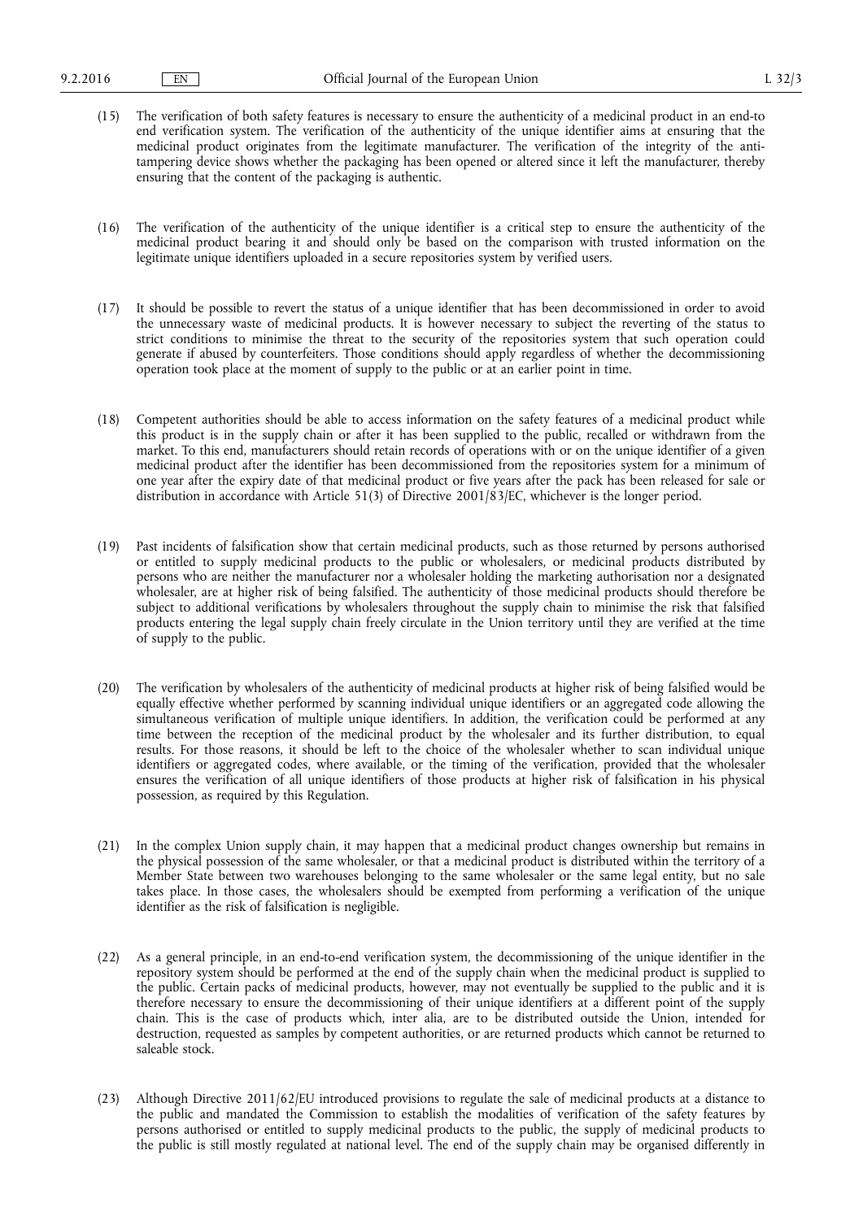(15) The verification of both safety features is necessary to ensure the authenticity of a medicinal product in an end-to end verification system. The verification of the authenticity of the unique identifier aims at ensuring that the medicinal product originates from the legitimate manufacturer. The verification of the integrity of the anti-tampering device shows whether the packaging has been opened or altered since it left the manufacturer, thereby ensuring that the content of the packaging is authentic.

(16) The verification of the authenticity of the unique identifier is a critical step to ensure the authenticity of the medicinal product bearing it and should only be based on the comparison with trusted information on the legitimate unique identifiers uploaded in a secure repositories system by verified users.

(17) It should be possible to revert the status of a unique identifier that has been decommissioned in order to avoid the unnecessary waste of medicinal products. It is however necessary to subject the reverting of the status to strict conditions to minimise the threat to the security of the repositories system that such operation could generate if abused by counterfeiters. Those conditions should apply regardless of whether the decommissioning operation took place at the moment of supply to the public or at an earlier point in time.

(18) Competent authorities should be able to access information on the safety features of a medicinal product while this product is in the supply chain or after it has been supplied to the public, recalled or withdrawn from the market. To this end, manufacturers should retain records of operations with or on the unique identifier of a given medicinal product after the identifier has been decommissioned from the repositories system for a minimum of one year after the expiry date of that medicinal product or five years after the pack has been released for sale or distribution in accordance with Article 51(3) of Directive 2001/83/EC, whichever is the longer period.

(19) Past incidents of falsification show that certain medicinal products, such as those returned by persons authorised or entitled to supply medicinal products to the public or wholesalers, or medicinal products distributed by persons who are neither the manufacturer nor a wholesaler holding the marketing authorisation nor a designated wholesaler, are at higher risk of being falsified. The authenticity of those medicinal products should therefore be subject to additional verifications by wholesalers throughout the supply chain to minimise the risk that falsified products entering the legal supply chain freely circulate in the Union territory until they are verified at the time of supply to the public.

(20) The verification by wholesalers of the authenticity of medicinal products at higher risk of being falsified would be equally effective whether performed by scanning individual unique identifiers or an aggregated code allowing the simultaneous verification of multiple unique identifiers. In addition, the verification could be performed at any time between the reception of the medicinal product by the wholesaler and its further distribution, to equal results. For those reasons, it should be left to the choice of the wholesaler whether to scan individual unique identifiers or aggregated codes, where available, or the timing of the verification, provided that the wholesaler ensures the verification of all unique identifiers of those products at higher risk of falsification in his physical possession, as required by this Regulation.

(21) In the complex Union supply chain, it may happen that a medicinal product changes ownership but remains in the physical possession of the same wholesaler, or that a medicinal product is distributed within the territory of a Member State between two warehouses belonging to the same wholesaler or the same legal entity, but no sale takes place. In those cases, the wholesalers should be exempted from performing a verification of the unique identifier as the risk of falsification is negligible.

(22) As a general principle, in an end-to-end verification system, the decommissioning of the unique identifier in the repository system should be performed at the end of the supply chain when the medicinal product is supplied to the public. Certain packs of medicinal products, however, may not eventually be supplied to the public and it is therefore necessary to ensure the decommissioning of their unique identifiers at a different point of the supply chain. This is the case of products which, inter alia, are to be distributed outside the Union, intended for destruction, requested as samples by competent authorities, or are returned products which cannot be returned to saleable stock.

(23) Although Directive 2011/62/EU introduced provisions to regulate the sale of medicinal products at a distance to the public and mandated the Commission to establish the modalities of verification of the safety features by persons authorised or entitled to supply medicinal products to the public, the supply of medicinal products to the public is still mostly regulated at national level. The end of the supply chain may be organised differently in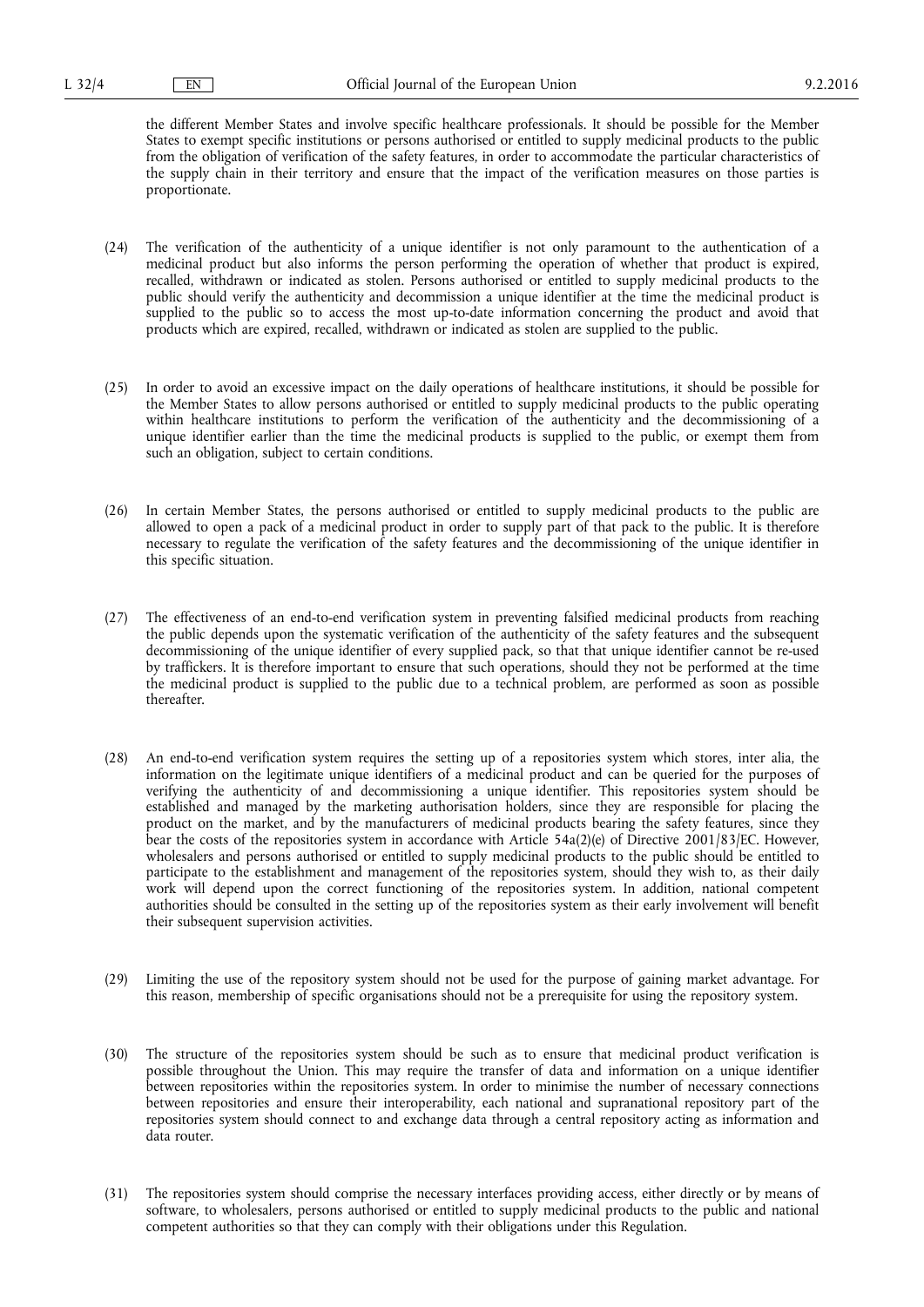the different Member States and involve specific healthcare professionals. It should be possible for the Member States to exempt specific institutions or persons authorised or entitled to supply medicinal products to the public from the obligation of verification of the safety features, in order to accommodate the particular characteristics of the supply chain in their territory and ensure that the impact of the verification measures on those parties is proportionate.

(24) The verification of the authenticity of a unique identifier is not only paramount to the authentication of a medicinal product but also informs the person performing the operation of whether that product is expired, recalled, withdrawn or indicated as stolen. Persons authorised or entitled to supply medicinal products to the public should verify the authenticity and decommission a unique identifier at the time the medicinal product is supplied to the public so to access the most up-to-date information concerning the product and avoid that products which are expired, recalled, withdrawn or indicated as stolen are supplied to the public.

(25) In order to avoid an excessive impact on the daily operations of healthcare institutions, it should be possible for the Member States to allow persons authorised or entitled to supply medicinal products to the public operating within healthcare institutions to perform the verification of the authenticity and the decommissioning of a unique identifier earlier than the time the medicinal products is supplied to the public, or exempt them from such an obligation, subject to certain conditions.

(26) In certain Member States, the persons authorised or entitled to supply medicinal products to the public are allowed to open a pack of a medicinal product in order to supply part of that pack to the public. It is therefore necessary to regulate the verification of the safety features and the decommissioning of the unique identifier in this specific situation.

(27) The effectiveness of an end-to-end verification system in preventing falsified medicinal products from reaching the public depends upon the systematic verification of the authenticity of the safety features and the subsequent decommissioning of the unique identifier of every supplied pack, so that that unique identifier cannot be re-used by traffickers. It is therefore important to ensure that such operations, should they not be performed at the time the medicinal product is supplied to the public due to a technical problem, are performed as soon as possible thereafter.

(28) An end-to-end verification system requires the setting up of a repositories system which stores, inter alia, the information on the legitimate unique identifiers of a medicinal product and can be queried for the purposes of verifying the authenticity of and decommissioning a unique identifier. This repositories system should be established and managed by the marketing authorisation holders, since they are responsible for placing the product on the market, and by the manufacturers of medicinal products bearing the safety features, since they bear the costs of the repositories system in accordance with Article 54a(2)(e) of Directive 2001/83/EC. However, wholesalers and persons authorised or entitled to supply medicinal products to the public should be entitled to participate to the establishment and management of the repositories system, should they wish to, as their daily work will depend upon the correct functioning of the repositories system. In addition, national competent authorities should be consulted in the setting up of the repositories system as their early involvement will benefit their subsequent supervision activities.

(29) Limiting the use of the repository system should not be used for the purpose of gaining market advantage. For this reason, membership of specific organisations should not be a prerequisite for using the repository system.

(30) The structure of the repositories system should be such as to ensure that medicinal product verification is possible throughout the Union. This may require the transfer of data and information on a unique identifier between repositories within the repositories system. In order to minimise the number of necessary connections between repositories and ensure their interoperability, each national and supranational repository part of the repositories system should connect to and exchange data through a central repository acting as information and data router.

(31) The repositories system should comprise the necessary interfaces providing access, either directly or by means of software, to wholesalers, persons authorised or entitled to supply medicinal products to the public and national competent authorities so that they can comply with their obligations under this Regulation.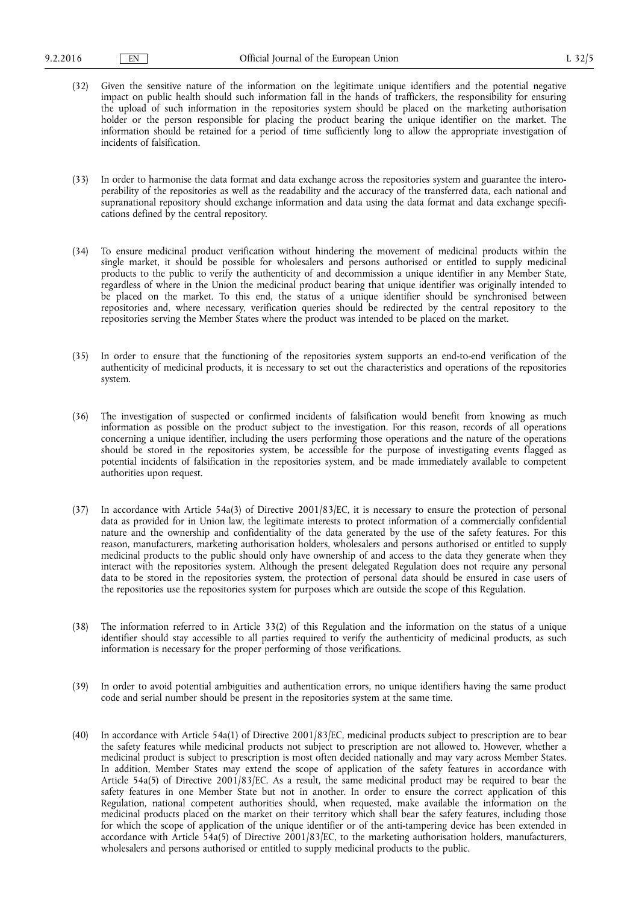(32) Given the sensitive nature of the information on the legitimate unique identifiers and the potential negative impact on public health should such information fall in the hands of traffickers, the responsibility for ensuring the upload of such information in the repositories system should be placed on the marketing authorisation holder or the person responsible for placing the product bearing the unique identifier on the market. The information should be retained for a period of time sufficiently long to allow the appropriate investigation of incidents of falsification.

(33) In order to harmonise the data format and data exchange across the repositories system and guarantee the interoperability of the repositories as well as the readability and the accuracy of the transferred data, each national and supranational repository should exchange information and data using the data format and data exchange specifications defined by the central repository.

(34) To ensure medicinal product verification without hindering the movement of medicinal products within the single market, it should be possible for wholesalers and persons authorised or entitled to supply medicinal products to the public to verify the authenticity of and decommission a unique identifier in any Member State, regardless of where in the Union the medicinal product bearing that unique identifier was originally intended to be placed on the market. To this end, the status of a unique identifier should be synchronised between repositories and, where necessary, verification queries should be redirected by the central repository to the repositories serving the Member States where the product was intended to be placed on the market.

(35) In order to ensure that the functioning of the repositories system supports an end-to-end verification of the authenticity of medicinal products, it is necessary to set out the characteristics and operations of the repositories system.

(36) The investigation of suspected or confirmed incidents of falsification would benefit from knowing as much information as possible on the product subject to the investigation. For this reason, records of all operations concerning a unique identifier, including the users performing those operations and the nature of the operations should be stored in the repositories system, be accessible for the purpose of investigating events flagged as potential incidents of falsification in the repositories system, and be made immediately available to competent authorities upon request.

(37) In accordance with Article 54a(3) of Directive 2001/83/EC, it is necessary to ensure the protection of personal data as provided for in Union law, the legitimate interests to protect information of a commercially confidential nature and the ownership and confidentiality of the data generated by the use of the safety features. For this reason, manufacturers, marketing authorisation holders, wholesalers and persons authorised or entitled to supply medicinal products to the public should only have ownership of and access to the data they generate when they interact with the repositories system. Although the present delegated Regulation does not require any personal data to be stored in the repositories system, the protection of personal data should be ensured in case users of the repositories use the repositories system for purposes which are outside the scope of this Regulation.

(38) The information referred to in Article 33(2) of this Regulation and the information on the status of a unique identifier should stay accessible to all parties required to verify the authenticity of medicinal products, as such information is necessary for the proper performing of those verifications.

(39) In order to avoid potential ambiguities and authentication errors, no unique identifiers having the same product code and serial number should be present in the repositories system at the same time.

(40) In accordance with Article 54a(1) of Directive 2001/83/EC, medicinal products subject to prescription are to bear the safety features while medicinal products not subject to prescription are not allowed to. However, whether a medicinal product is subject to prescription is most often decided nationally and may vary across Member States. In addition, Member States may extend the scope of application of the safety features in accordance with Article 54a(5) of Directive 2001/83/EC. As a result, the same medicinal product may be required to bear the safety features in one Member State but not in another. In order to ensure the correct application of this Regulation, national competent authorities should, when requested, make available the information on the medicinal products placed on the market on their territory which shall bear the safety features, including those for which the scope of application of the unique identifier or of the anti-tampering device has been extended in accordance with Article 54a(5) of Directive 2001/83/EC, to the marketing authorisation holders, manufacturers, wholesalers and persons authorised or entitled to supply medicinal products to the public.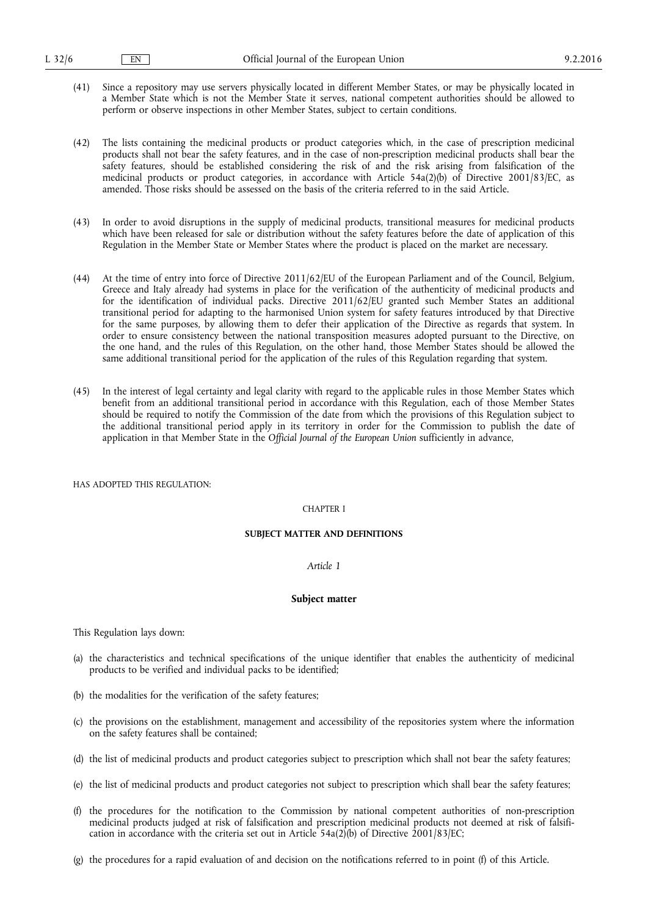(41) Since a repository may use servers physically located in different Member States, or may be physically located in a Member State which is not the Member State it serves, national competent authorities should be allowed to perform or observe inspections in other Member States, subject to certain conditions.

(42) The lists containing the medicinal products or product categories which, in the case of prescription medicinal products shall not bear the safety features, and in the case of non-prescription medicinal products shall bear the safety features, should be established considering the risk of and the risk arising from falsification of the medicinal products or product categories, in accordance with Article 54a(2)(b) of Directive 2001/83/EC, as amended. Those risks should be assessed on the basis of the criteria referred to in the said Article.

(43) In order to avoid disruptions in the supply of medicinal products, transitional measures for medicinal products which have been released for sale or distribution without the safety features before the date of application of this Regulation in the Member State or Member States where the product is placed on the market are necessary.

(44) At the time of entry into force of Directive 2011/62/EU of the European Parliament and of the Council, Belgium, Greece and Italy already had systems in place for the verification of the authenticity of medicinal products and for the identification of individual packs. Directive 2011/62/EU granted such Member States an additional transitional period for adapting to the harmonised Union system for safety features introduced by that Directive for the same purposes, by allowing them to defer their application of the Directive as regards that system. In order to ensure consistency between the national transposition measures adopted pursuant to the Directive, on the one hand, and the rules of this Regulation, on the other hand, those Member States should be allowed the same additional transitional period for the application of the rules of this Regulation regarding that system.

(45) In the interest of legal certainty and legal clarity with regard to the applicable rules in those Member States which benefit from an additional transitional period in accordance with this Regulation, each of those Member States should be required to notify the Commission of the date from which the provisions of this Regulation subject to the additional transitional period apply in its territory in order for the Commission to publish the date of application in that Member State in the *Official Journal of the European Union* sufficiently in advance,

HAS ADOPTED THIS REGULATION:

CHAPTER I

**SUBJECT MATTER AND DEFINITIONS**

*Article 1*

**Subject matter**

This Regulation lays down:

(a) the characteristics and technical specifications of the unique identifier that enables the authenticity of medicinal products to be verified and individual packs to be identified;

(b) the modalities for the verification of the safety features;

(c) the provisions on the establishment, management and accessibility of the repositories system where the information on the safety features shall be contained;

(d) the list of medicinal products and product categories subject to prescription which shall not bear the safety features;

(e) the list of medicinal products and product categories not subject to prescription which shall bear the safety features;

(f) the procedures for the notification to the Commission by national competent authorities of non-prescription medicinal products judged at risk of falsification and prescription medicinal products not deemed at risk of falsification in accordance with the criteria set out in Article 54a(2)(b) of Directive 2001/83/EC;

(g) the procedures for a rapid evaluation of and decision on the notifications referred to in point (f) of this Article.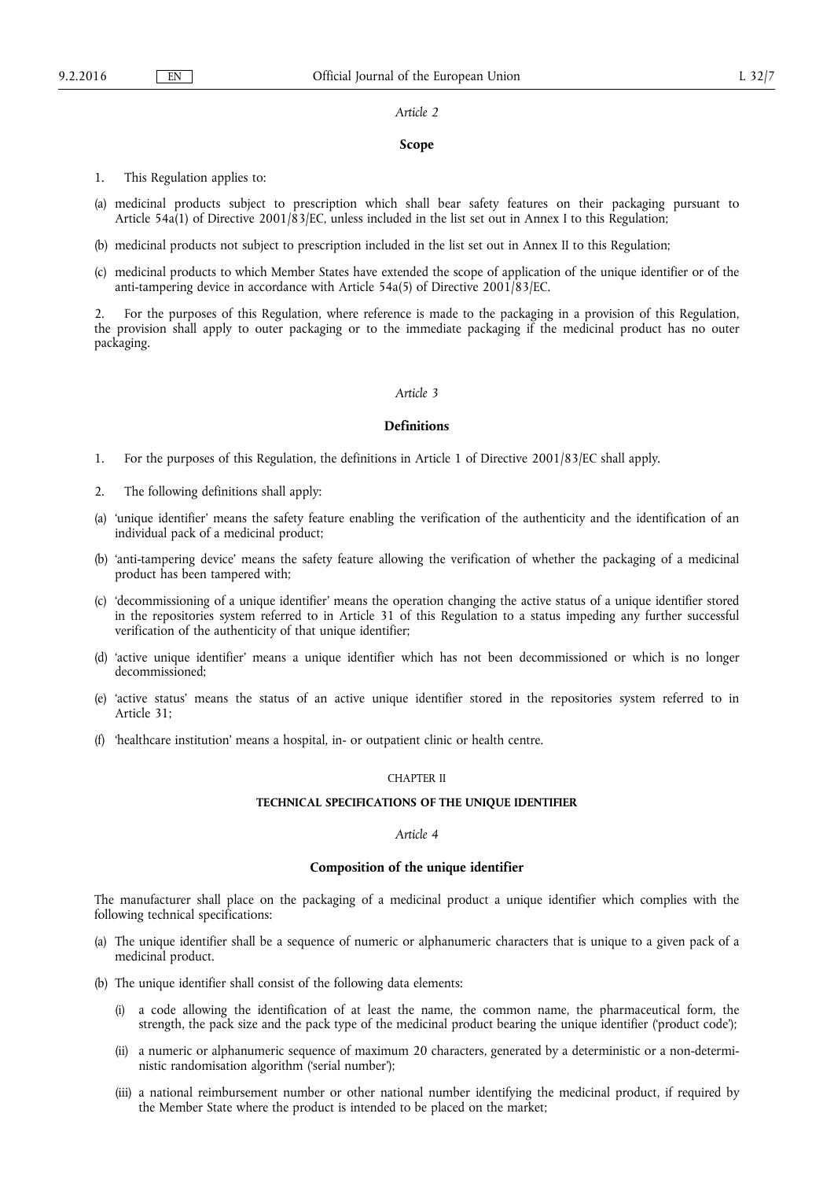*Article 2*

**Scope**

1. This Regulation applies to:

(a) medicinal products subject to prescription which shall bear safety features on their packaging pursuant to Article 54a(1) of Directive 2001/83/EC, unless included in the list set out in Annex I to this Regulation;

(b) medicinal products not subject to prescription included in the list set out in Annex II to this Regulation;

(c) medicinal products to which Member States have extended the scope of application of the unique identifier or of the anti-tampering device in accordance with Article 54a(5) of Directive 2001/83/EC.

2. For the purposes of this Regulation, where reference is made to the packaging in a provision of this Regulation, the provision shall apply to outer packaging or to the immediate packaging if the medicinal product has no outer packaging.

*Article 3*

**Definitions**

1. For the purposes of this Regulation, the definitions in Article 1 of Directive 2001/83/EC shall apply.

2. The following definitions shall apply:

(a) 'unique identifier' means the safety feature enabling the verification of the authenticity and the identification of an individual pack of a medicinal product;

(b) 'anti-tampering device' means the safety feature allowing the verification of whether the packaging of a medicinal product has been tampered with;

(c) 'decommissioning of a unique identifier' means the operation changing the active status of a unique identifier stored in the repositories system referred to in Article 31 of this Regulation to a status impeding any further successful verification of the authenticity of that unique identifier;

(d) 'active unique identifier' means a unique identifier which has not been decommissioned or which is no longer decommissioned;

(e) 'active status' means the status of an active unique identifier stored in the repositories system referred to in Article 31;

(f) 'healthcare institution' means a hospital, in- or outpatient clinic or health centre.

CHAPTER II

**TECHNICAL SPECIFICATIONS OF THE UNIQUE IDENTIFIER**

*Article 4*

**Composition of the unique identifier**

The manufacturer shall place on the packaging of a medicinal product a unique identifier which complies with the following technical specifications:

(a) The unique identifier shall be a sequence of numeric or alphanumeric characters that is unique to a given pack of a medicinal product.

(b) The unique identifier shall consist of the following data elements:

 (i) a code allowing the identification of at least the name, the common name, the pharmaceutical form, the strength, the pack size and the pack type of the medicinal product bearing the unique identifier ('product code');

 (ii) a numeric or alphanumeric sequence of maximum 20 characters, generated by a deterministic or a non-deterministic randomisation algorithm ('serial number');

 (iii) a national reimbursement number or other national number identifying the medicinal product, if required by the Member State where the product is intended to be placed on the market;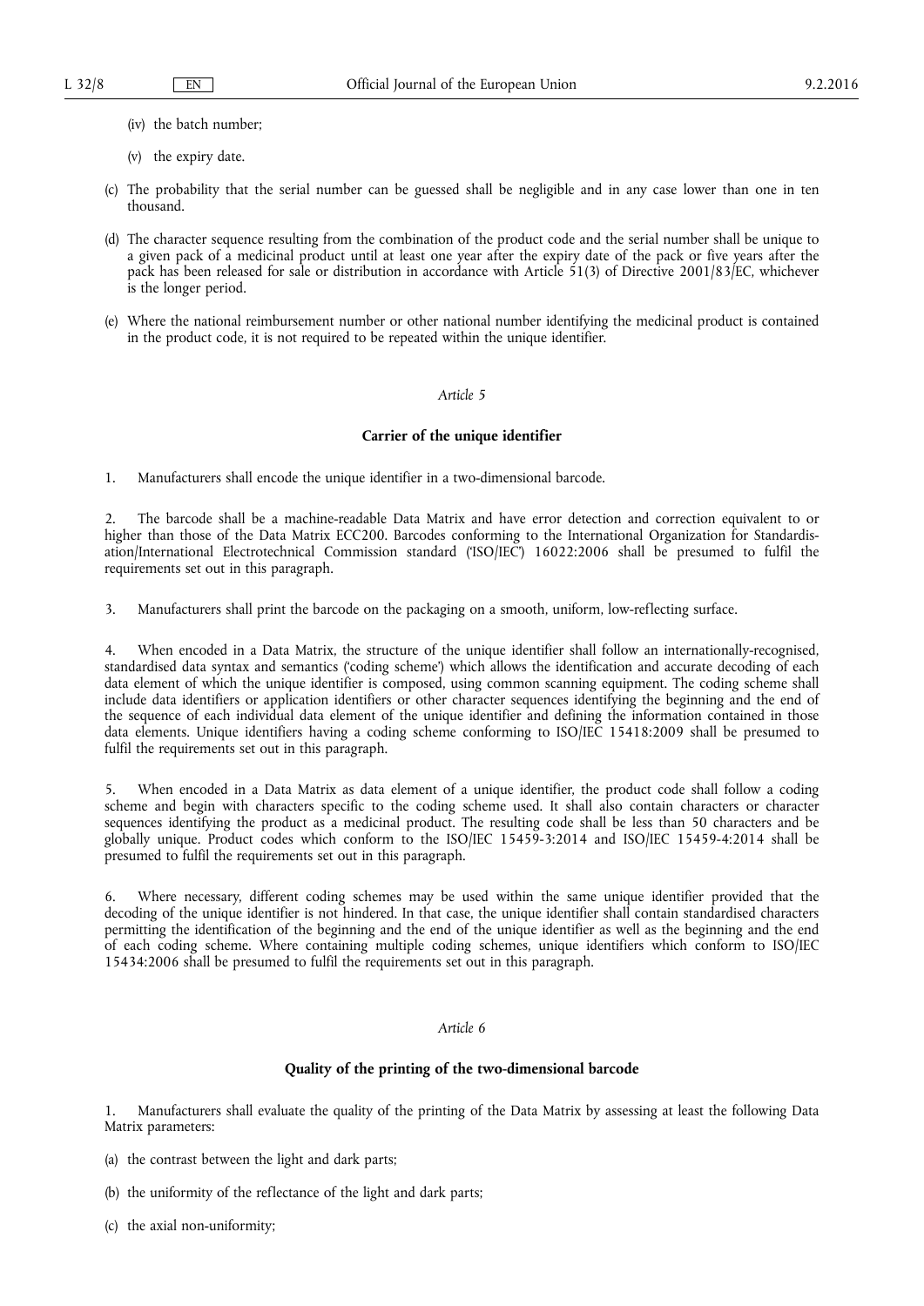(iv) the batch number;

(v) the expiry date.

(c) The probability that the serial number can be guessed shall be negligible and in any case lower than one in ten thousand.

(d) The character sequence resulting from the combination of the product code and the serial number shall be unique to a given pack of a medicinal product until at least one year after the expiry date of the pack or five years after the pack has been released for sale or distribution in accordance with Article 51(3) of Directive 2001/83/EC, whichever is the longer period.

(e) Where the national reimbursement number or other national number identifying the medicinal product is contained in the product code, it is not required to be repeated within the unique identifier.

*Article 5*

**Carrier of the unique identifier**

1. Manufacturers shall encode the unique identifier in a two-dimensional barcode.

2. The barcode shall be a machine-readable Data Matrix and have error detection and correction equivalent to or higher than those of the Data Matrix ECC200. Barcodes conforming to the International Organization for Standardisation/International Electrotechnical Commission standard ('ISO/IEC') 16022:2006 shall be presumed to fulfil the requirements set out in this paragraph.

3. Manufacturers shall print the barcode on the packaging on a smooth, uniform, low-reflecting surface.

4. When encoded in a Data Matrix, the structure of the unique identifier shall follow an internationally-recognised, standardised data syntax and semantics ('coding scheme') which allows the identification and accurate decoding of each data element of which the unique identifier is composed, using common scanning equipment. The coding scheme shall include data identifiers or application identifiers or other character sequences identifying the beginning and the end of the sequence of each individual data element of the unique identifier and defining the information contained in those data elements. Unique identifiers having a coding scheme conforming to ISO/IEC 15418:2009 shall be presumed to fulfil the requirements set out in this paragraph.

5. When encoded in a Data Matrix as data element of a unique identifier, the product code shall follow a coding scheme and begin with characters specific to the coding scheme used. It shall also contain characters or character sequences identifying the product as a medicinal product. The resulting code shall be less than 50 characters and be globally unique. Product codes which conform to the ISO/IEC 15459-3:2014 and ISO/IEC 15459-4:2014 shall be presumed to fulfil the requirements set out in this paragraph.

6. Where necessary, different coding schemes may be used within the same unique identifier provided that the decoding of the unique identifier is not hindered. In that case, the unique identifier shall contain standardised characters permitting the identification of the beginning and the end of the unique identifier as well as the beginning and the end of each coding scheme. Where containing multiple coding schemes, unique identifiers which conform to ISO/IEC 15434:2006 shall be presumed to fulfil the requirements set out in this paragraph.

*Article 6*

**Quality of the printing of the two-dimensional barcode**

1. Manufacturers shall evaluate the quality of the printing of the Data Matrix by assessing at least the following Data Matrix parameters:

(a) the contrast between the light and dark parts;

(b) the uniformity of the reflectance of the light and dark parts;

(c) the axial non-uniformity;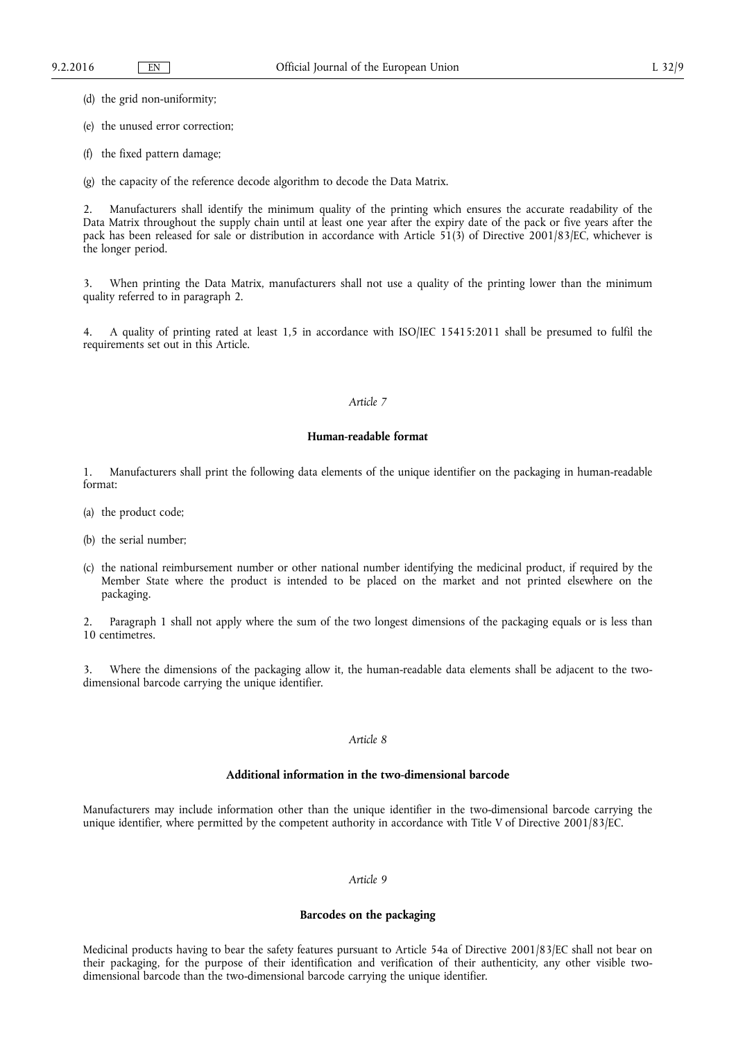(d) the grid non-uniformity;

(e) the unused error correction;

(f) the fixed pattern damage;

(g) the capacity of the reference decode algorithm to decode the Data Matrix.

2. Manufacturers shall identify the minimum quality of the printing which ensures the accurate readability of the Data Matrix throughout the supply chain until at least one year after the expiry date of the pack or five years after the pack has been released for sale or distribution in accordance with Article 51(3) of Directive 2001/83/EC, whichever is the longer period.

3. When printing the Data Matrix, manufacturers shall not use a quality of the printing lower than the minimum quality referred to in paragraph 2.

4. A quality of printing rated at least 1,5 in accordance with ISO/IEC 15415:2011 shall be presumed to fulfil the requirements set out in this Article.

*Article 7*

**Human-readable format**

1. Manufacturers shall print the following data elements of the unique identifier on the packaging in human-readable format:

(a) the product code;

(b) the serial number;

(c) the national reimbursement number or other national number identifying the medicinal product, if required by the Member State where the product is intended to be placed on the market and not printed elsewhere on the packaging.

2. Paragraph 1 shall not apply where the sum of the two longest dimensions of the packaging equals or is less than 10 centimetres.

3. Where the dimensions of the packaging allow it, the human-readable data elements shall be adjacent to the two-dimensional barcode carrying the unique identifier.

*Article 8*

**Additional information in the two-dimensional barcode**

Manufacturers may include information other than the unique identifier in the two-dimensional barcode carrying the unique identifier, where permitted by the competent authority in accordance with Title V of Directive 2001/83/EC.

*Article 9*

**Barcodes on the packaging**

Medicinal products having to bear the safety features pursuant to Article 54a of Directive 2001/83/EC shall not bear on their packaging, for the purpose of their identification and verification of their authenticity, any other visible two-dimensional barcode than the two-dimensional barcode carrying the unique identifier.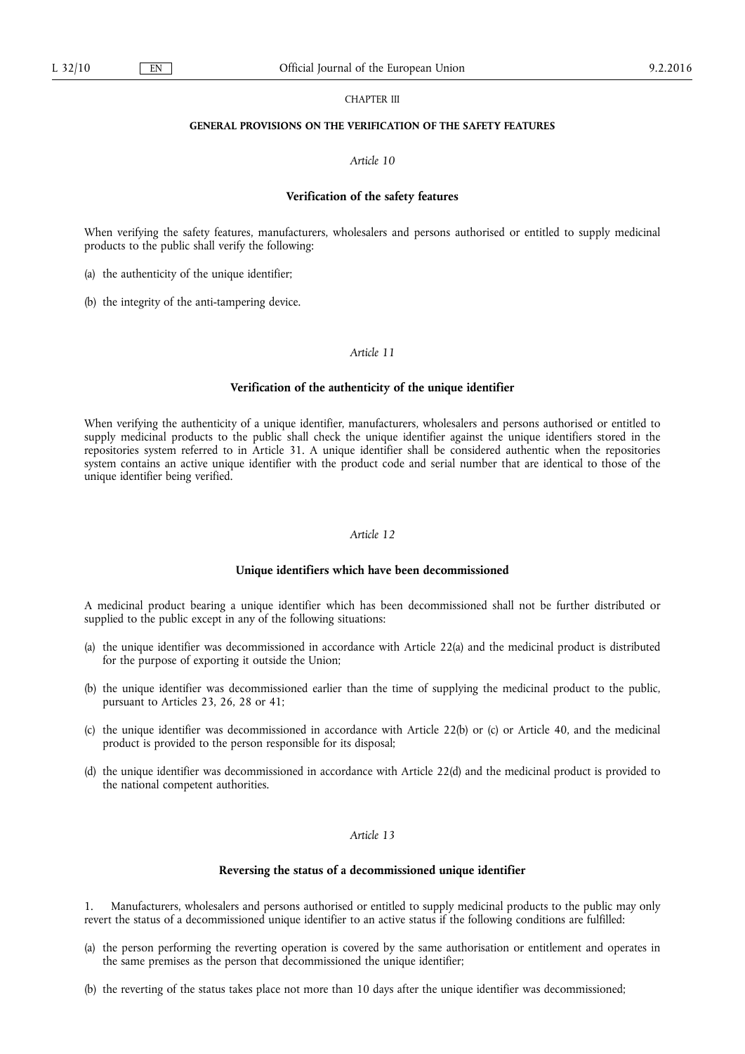## CHAPTER III

### GENERAL PROVISIONS ON THE VERIFICATION OF THE SAFETY FEATURES

*Article 10*

**Verification of the safety features**

When verifying the safety features, manufacturers, wholesalers and persons authorised or entitled to supply medicinal products to the public shall verify the following:

(a) the authenticity of the unique identifier;

(b) the integrity of the anti-tampering device.

*Article 11*

**Verification of the authenticity of the unique identifier**

When verifying the authenticity of a unique identifier, manufacturers, wholesalers and persons authorised or entitled to supply medicinal products to the public shall check the unique identifier against the unique identifiers stored in the repositories system referred to in Article 31. A unique identifier shall be considered authentic when the repositories system contains an active unique identifier with the product code and serial number that are identical to those of the unique identifier being verified.

*Article 12*

**Unique identifiers which have been decommissioned**

A medicinal product bearing a unique identifier which has been decommissioned shall not be further distributed or supplied to the public except in any of the following situations:

(a) the unique identifier was decommissioned in accordance with Article 22(a) and the medicinal product is distributed for the purpose of exporting it outside the Union;

(b) the unique identifier was decommissioned earlier than the time of supplying the medicinal product to the public, pursuant to Articles 23, 26, 28 or 41;

(c) the unique identifier was decommissioned in accordance with Article 22(b) or (c) or Article 40, and the medicinal product is provided to the person responsible for its disposal;

(d) the unique identifier was decommissioned in accordance with Article 22(d) and the medicinal product is provided to the national competent authorities.

*Article 13*

**Reversing the status of a decommissioned unique identifier**

1. Manufacturers, wholesalers and persons authorised or entitled to supply medicinal products to the public may only revert the status of a decommissioned unique identifier to an active status if the following conditions are fulfilled:

(a) the person performing the reverting operation is covered by the same authorisation or entitlement and operates in the same premises as the person that decommissioned the unique identifier;

(b) the reverting of the status takes place not more than 10 days after the unique identifier was decommissioned;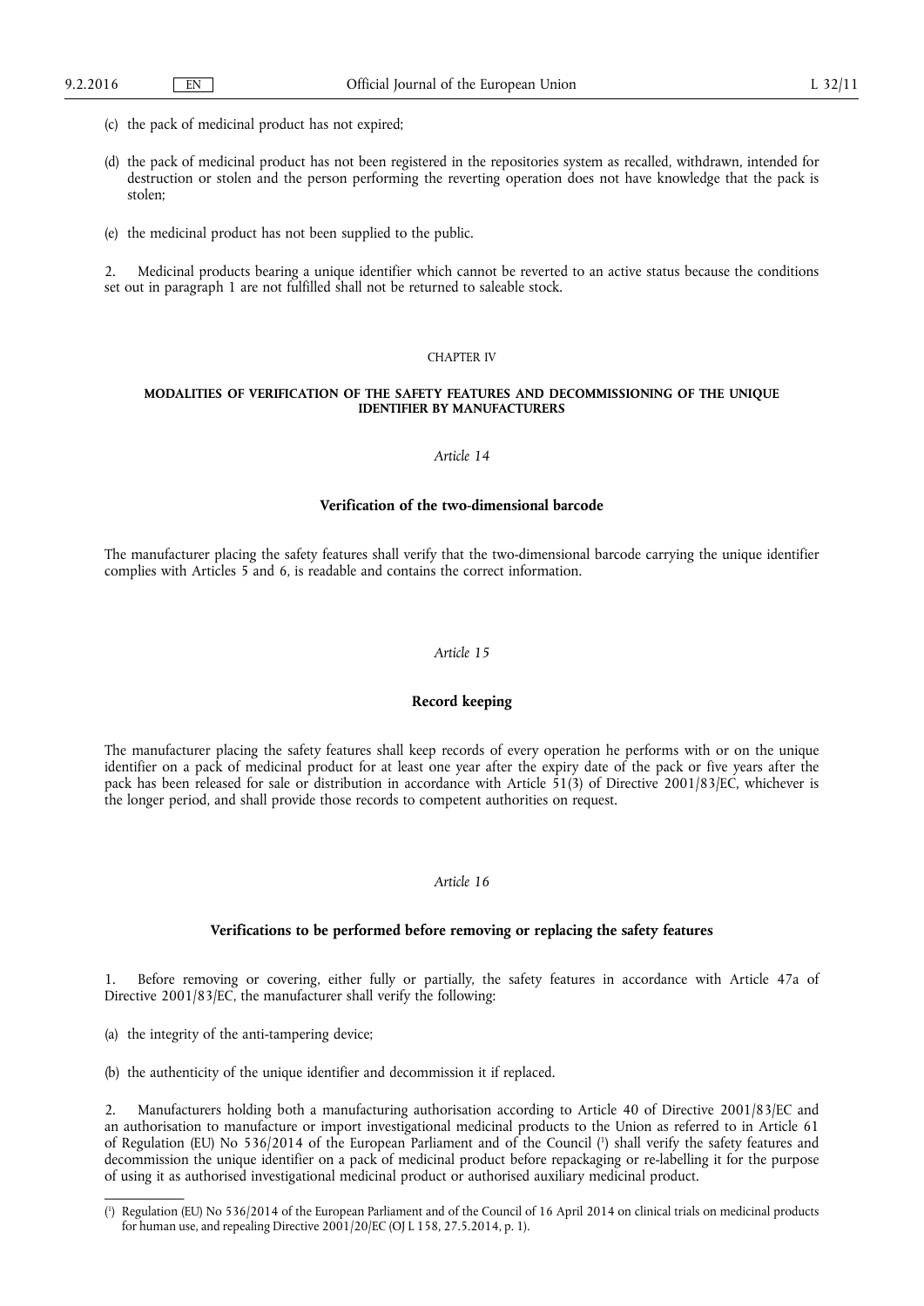(c) the pack of medicinal product has not expired;

(d) the pack of medicinal product has not been registered in the repositories system as recalled, withdrawn, intended for destruction or stolen and the person performing the reverting operation does not have knowledge that the pack is stolen;

(e) the medicinal product has not been supplied to the public.

2. Medicinal products bearing a unique identifier which cannot be reverted to an active status because the conditions set out in paragraph 1 are not fulfilled shall not be returned to saleable stock.

## CHAPTER IV

## MODALITIES OF VERIFICATION OF THE SAFETY FEATURES AND DECOMMISSIONING OF THE UNIQUE IDENTIFIER BY MANUFACTURERS

*Article 14*

### Verification of the two-dimensional barcode

The manufacturer placing the safety features shall verify that the two-dimensional barcode carrying the unique identifier complies with Articles 5 and 6, is readable and contains the correct information.

*Article 15*

### Record keeping

The manufacturer placing the safety features shall keep records of every operation he performs with or on the unique identifier on a pack of medicinal product for at least one year after the expiry date of the pack or five years after the pack has been released for sale or distribution in accordance with Article 51(3) of Directive 2001/83/EC, whichever is the longer period, and shall provide those records to competent authorities on request.

*Article 16*

### Verifications to be performed before removing or replacing the safety features

1. Before removing or covering, either fully or partially, the safety features in accordance with Article 47a of Directive 2001/83/EC, the manufacturer shall verify the following:

(a) the integrity of the anti-tampering device;

(b) the authenticity of the unique identifier and decommission it if replaced.

2. Manufacturers holding both a manufacturing authorisation according to Article 40 of Directive 2001/83/EC and an authorisation to manufacture or import investigational medicinal products to the Union as referred to in Article 61 of Regulation (EU) No 536/2014 of the European Parliament and of the Council [1] shall verify the safety features and decommission the unique identifier on a pack of medicinal product before repackaging or re-labelling it for the purpose of using it as authorised investigational medicinal product or authorised auxiliary medicinal product.

---

[1] Regulation (EU) No 536/2014 of the European Parliament and of the Council of 16 April 2014 on clinical trials on medicinal products for human use, and repealing Directive 2001/20/EC (OJ L 158, 27.5.2014, p. 1).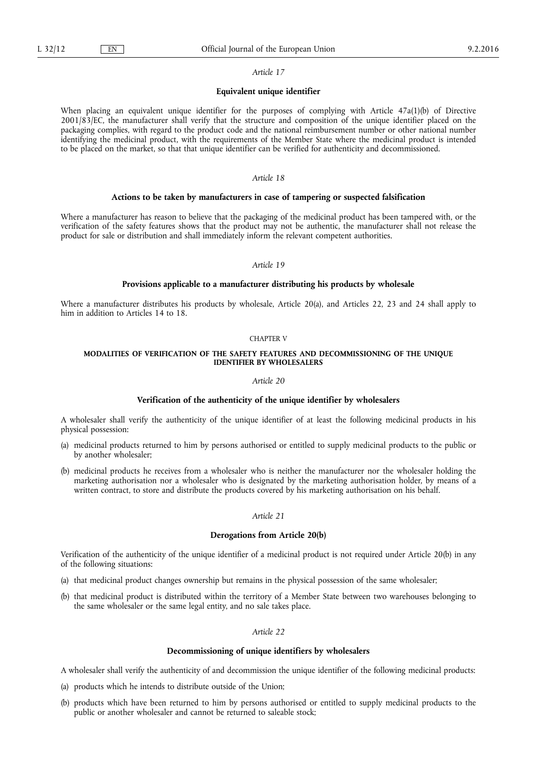*Article 17*

**Equivalent unique identifier**

When placing an equivalent unique identifier for the purposes of complying with Article 47a(1)(b) of Directive 2001/83/EC, the manufacturer shall verify that the structure and composition of the unique identifier placed on the packaging complies, with regard to the product code and the national reimbursement number or other national number identifying the medicinal product, with the requirements of the Member State where the medicinal product is intended to be placed on the market, so that that unique identifier can be verified for authenticity and decommissioned.

*Article 18*

**Actions to be taken by manufacturers in case of tampering or suspected falsification**

Where a manufacturer has reason to believe that the packaging of the medicinal product has been tampered with, or the verification of the safety features shows that the product may not be authentic, the manufacturer shall not release the product for sale or distribution and shall immediately inform the relevant competent authorities.

*Article 19*

**Provisions applicable to a manufacturer distributing his products by wholesale**

Where a manufacturer distributes his products by wholesale, Article 20(a), and Articles 22, 23 and 24 shall apply to him in addition to Articles 14 to 18.

CHAPTER V

**MODALITIES OF VERIFICATION OF THE SAFETY FEATURES AND DECOMMISSIONING OF THE UNIQUE IDENTIFIER BY WHOLESALERS**

*Article 20*

**Verification of the authenticity of the unique identifier by wholesalers**

A wholesaler shall verify the authenticity of the unique identifier of at least the following medicinal products in his physical possession:

(a) medicinal products returned to him by persons authorised or entitled to supply medicinal products to the public or by another wholesaler;

(b) medicinal products he receives from a wholesaler who is neither the manufacturer nor the wholesaler holding the marketing authorisation nor a wholesaler who is designated by the marketing authorisation holder, by means of a written contract, to store and distribute the products covered by his marketing authorisation on his behalf.

*Article 21*

**Derogations from Article 20(b)**

Verification of the authenticity of the unique identifier of a medicinal product is not required under Article 20(b) in any of the following situations:

(a) that medicinal product changes ownership but remains in the physical possession of the same wholesaler;

(b) that medicinal product is distributed within the territory of a Member State between two warehouses belonging to the same wholesaler or the same legal entity, and no sale takes place.

*Article 22*

**Decommissioning of unique identifiers by wholesalers**

A wholesaler shall verify the authenticity of and decommission the unique identifier of the following medicinal products:

(a) products which he intends to distribute outside of the Union;

(b) products which have been returned to him by persons authorised or entitled to supply medicinal products to the public or another wholesaler and cannot be returned to saleable stock;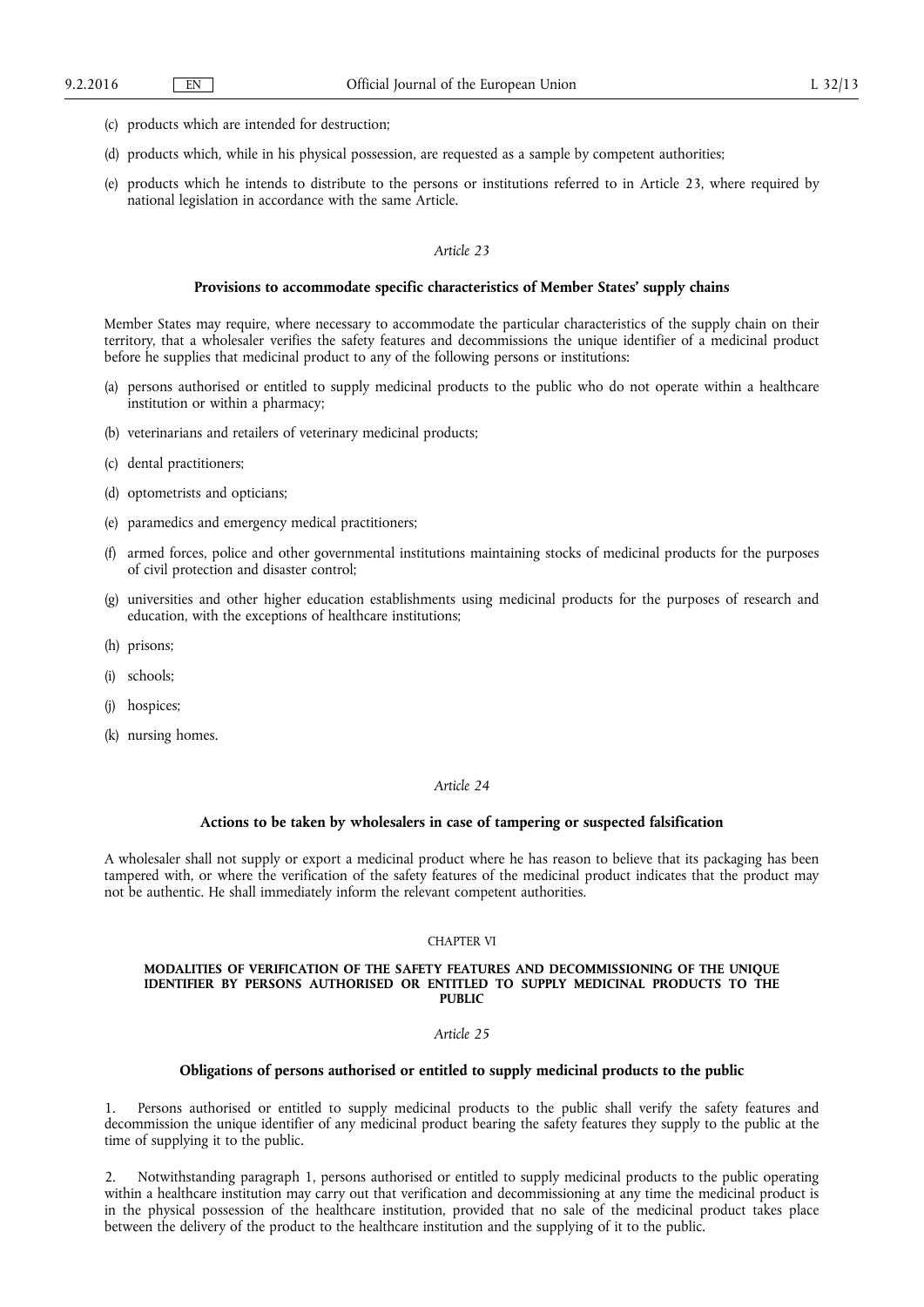(c) products which are intended for destruction;

(d) products which, while in his physical possession, are requested as a sample by competent authorities;

(e) products which he intends to distribute to the persons or institutions referred to in Article 23, where required by national legislation in accordance with the same Article.

*Article 23*

**Provisions to accommodate specific characteristics of Member States' supply chains**

Member States may require, where necessary to accommodate the particular characteristics of the supply chain on their territory, that a wholesaler verifies the safety features and decommissions the unique identifier of a medicinal product before he supplies that medicinal product to any of the following persons or institutions:

(a) persons authorised or entitled to supply medicinal products to the public who do not operate within a healthcare institution or within a pharmacy;

(b) veterinarians and retailers of veterinary medicinal products;

(c) dental practitioners;

(d) optometrists and opticians;

(e) paramedics and emergency medical practitioners;

(f) armed forces, police and other governmental institutions maintaining stocks of medicinal products for the purposes of civil protection and disaster control;

(g) universities and other higher education establishments using medicinal products for the purposes of research and education, with the exceptions of healthcare institutions;

(h) prisons;

(i) schools;

(j) hospices;

(k) nursing homes.

*Article 24*

**Actions to be taken by wholesalers in case of tampering or suspected falsification**

A wholesaler shall not supply or export a medicinal product where he has reason to believe that its packaging has been tampered with, or where the verification of the safety features of the medicinal product indicates that the product may not be authentic. He shall immediately inform the relevant competent authorities.

CHAPTER VI

**MODALITIES OF VERIFICATION OF THE SAFETY FEATURES AND DECOMMISSIONING OF THE UNIQUE IDENTIFIER BY PERSONS AUTHORISED OR ENTITLED TO SUPPLY MEDICINAL PRODUCTS TO THE PUBLIC**

*Article 25*

**Obligations of persons authorised or entitled to supply medicinal products to the public**

1. Persons authorised or entitled to supply medicinal products to the public shall verify the safety features and decommission the unique identifier of any medicinal product bearing the safety features they supply to the public at the time of supplying it to the public.

2. Notwithstanding paragraph 1, persons authorised or entitled to supply medicinal products to the public operating within a healthcare institution may carry out that verification and decommissioning at any time the medicinal product is in the physical possession of the healthcare institution, provided that no sale of the medicinal product takes place between the delivery of the product to the healthcare institution and the supplying of it to the public.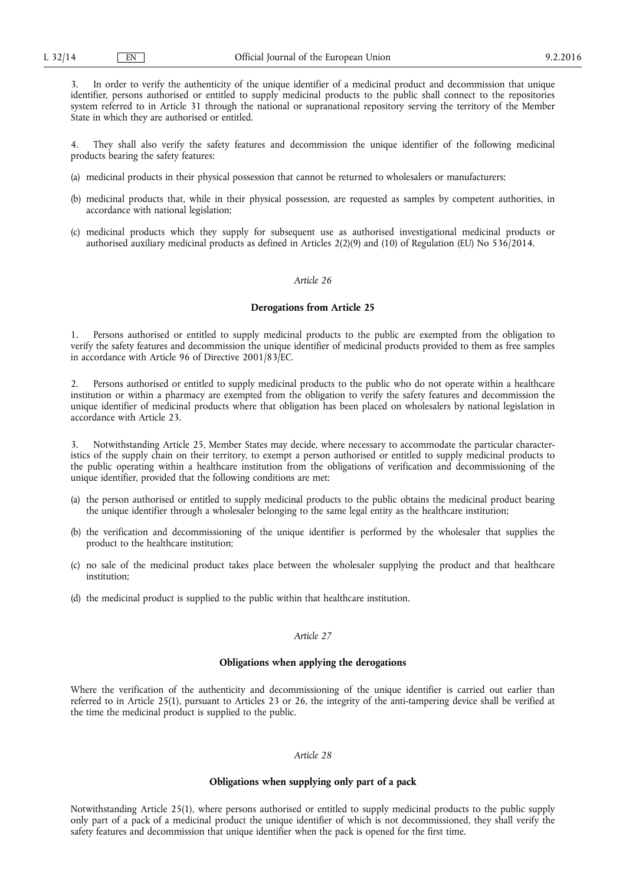3. In order to verify the authenticity of the unique identifier of a medicinal product and decommission that unique identifier, persons authorised or entitled to supply medicinal products to the public shall connect to the repositories system referred to in Article 31 through the national or supranational repository serving the territory of the Member State in which they are authorised or entitled.

4. They shall also verify the safety features and decommission the unique identifier of the following medicinal products bearing the safety features:

(a) medicinal products in their physical possession that cannot be returned to wholesalers or manufacturers;

(b) medicinal products that, while in their physical possession, are requested as samples by competent authorities, in accordance with national legislation;

(c) medicinal products which they supply for subsequent use as authorised investigational medicinal products or authorised auxiliary medicinal products as defined in Articles 2(2)(9) and (10) of Regulation (EU) No 536/2014.

*Article 26*

**Derogations from Article 25**

1. Persons authorised or entitled to supply medicinal products to the public are exempted from the obligation to verify the safety features and decommission the unique identifier of medicinal products provided to them as free samples in accordance with Article 96 of Directive 2001/83/EC.

2. Persons authorised or entitled to supply medicinal products to the public who do not operate within a healthcare institution or within a pharmacy are exempted from the obligation to verify the safety features and decommission the unique identifier of medicinal products where that obligation has been placed on wholesalers by national legislation in accordance with Article 23.

3. Notwithstanding Article 25, Member States may decide, where necessary to accommodate the particular characteristics of the supply chain on their territory, to exempt a person authorised or entitled to supply medicinal products to the public operating within a healthcare institution from the obligations of verification and decommissioning of the unique identifier, provided that the following conditions are met:

(a) the person authorised or entitled to supply medicinal products to the public obtains the medicinal product bearing the unique identifier through a wholesaler belonging to the same legal entity as the healthcare institution;

(b) the verification and decommissioning of the unique identifier is performed by the wholesaler that supplies the product to the healthcare institution;

(c) no sale of the medicinal product takes place between the wholesaler supplying the product and that healthcare institution;

(d) the medicinal product is supplied to the public within that healthcare institution.

*Article 27*

**Obligations when applying the derogations**

Where the verification of the authenticity and decommissioning of the unique identifier is carried out earlier than referred to in Article 25(1), pursuant to Articles 23 or 26, the integrity of the anti-tampering device shall be verified at the time the medicinal product is supplied to the public.

*Article 28*

**Obligations when supplying only part of a pack**

Notwithstanding Article 25(1), where persons authorised or entitled to supply medicinal products to the public supply only part of a pack of a medicinal product the unique identifier of which is not decommissioned, they shall verify the safety features and decommission that unique identifier when the pack is opened for the first time.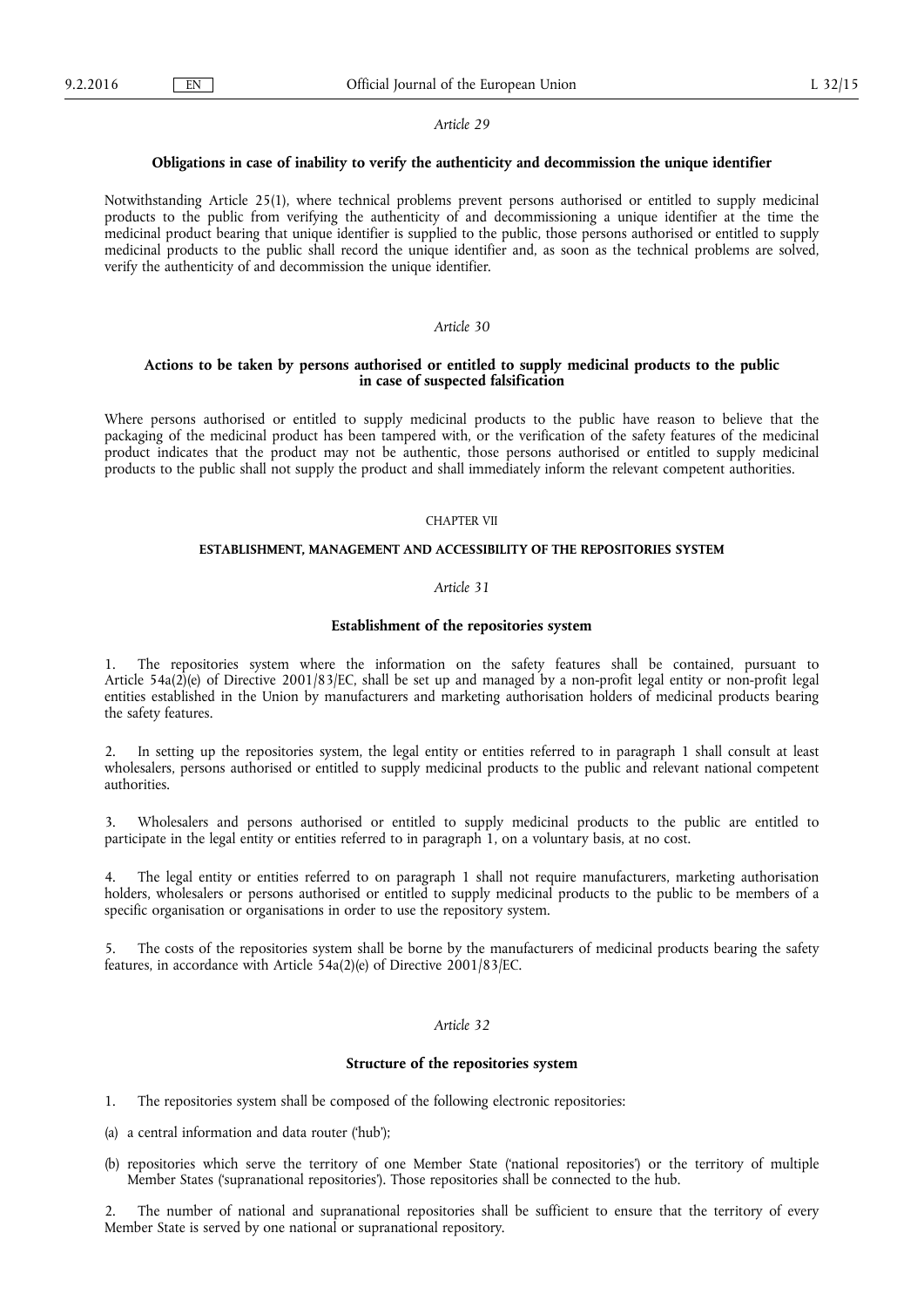*Article 29*

**Obligations in case of inability to verify the authenticity and decommission the unique identifier**

Notwithstanding Article 25(1), where technical problems prevent persons authorised or entitled to supply medicinal products to the public from verifying the authenticity of and decommissioning a unique identifier at the time the medicinal product bearing that unique identifier is supplied to the public, those persons authorised or entitled to supply medicinal products to the public shall record the unique identifier and, as soon as the technical problems are solved, verify the authenticity of and decommission the unique identifier.

*Article 30*

**Actions to be taken by persons authorised or entitled to supply medicinal products to the public in case of suspected falsification**

Where persons authorised or entitled to supply medicinal products to the public have reason to believe that the packaging of the medicinal product has been tampered with, or the verification of the safety features of the medicinal product indicates that the product may not be authentic, those persons authorised or entitled to supply medicinal products to the public shall not supply the product and shall immediately inform the relevant competent authorities.

## CHAPTER VII

## ESTABLISHMENT, MANAGEMENT AND ACCESSIBILITY OF THE REPOSITORIES SYSTEM

*Article 31*

**Establishment of the repositories system**

1. The repositories system where the information on the safety features shall be contained, pursuant to Article 54a(2)(e) of Directive 2001/83/EC, shall be set up and managed by a non-profit legal entity or non-profit legal entities established in the Union by manufacturers and marketing authorisation holders of medicinal products bearing the safety features.

2. In setting up the repositories system, the legal entity or entities referred to in paragraph 1 shall consult at least wholesalers, persons authorised or entitled to supply medicinal products to the public and relevant national competent authorities.

3. Wholesalers and persons authorised or entitled to supply medicinal products to the public are entitled to participate in the legal entity or entities referred to in paragraph 1, on a voluntary basis, at no cost.

4. The legal entity or entities referred to on paragraph 1 shall not require manufacturers, marketing authorisation holders, wholesalers or persons authorised or entitled to supply medicinal products to the public to be members of a specific organisation or organisations in order to use the repository system.

5. The costs of the repositories system shall be borne by the manufacturers of medicinal products bearing the safety features, in accordance with Article 54a(2)(e) of Directive 2001/83/EC.

*Article 32*

**Structure of the repositories system**

1. The repositories system shall be composed of the following electronic repositories:

(a) a central information and data router ('hub');

(b) repositories which serve the territory of one Member State ('national repositories') or the territory of multiple Member States ('supranational repositories'). Those repositories shall be connected to the hub.

2. The number of national and supranational repositories shall be sufficient to ensure that the territory of every Member State is served by one national or supranational repository.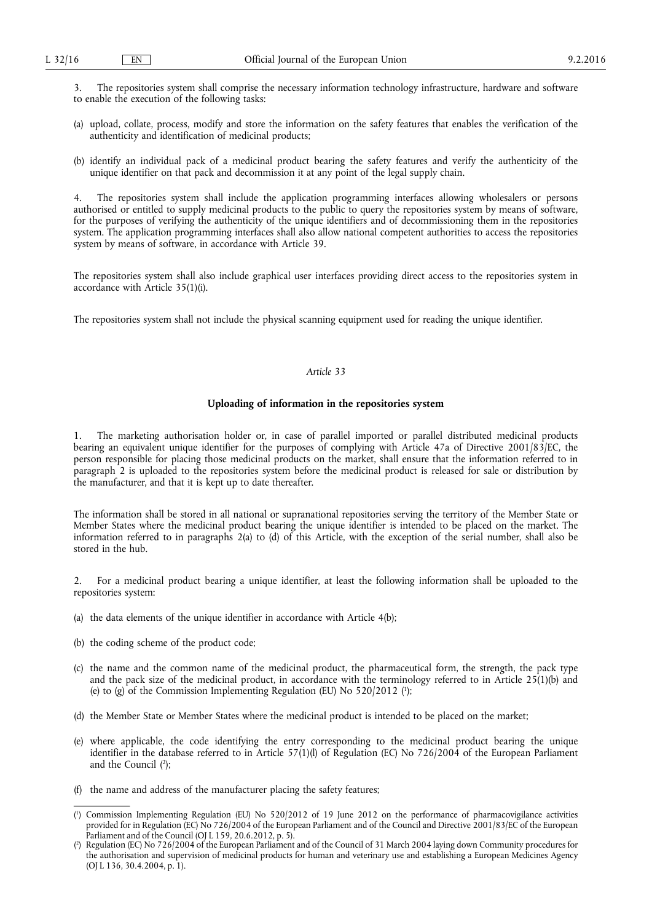3. The repositories system shall comprise the necessary information technology infrastructure, hardware and software to enable the execution of the following tasks:

(a) upload, collate, process, modify and store the information on the safety features that enables the verification of the authenticity and identification of medicinal products;

(b) identify an individual pack of a medicinal product bearing the safety features and verify the authenticity of the unique identifier on that pack and decommission it at any point of the legal supply chain.

4. The repositories system shall include the application programming interfaces allowing wholesalers or persons authorised or entitled to supply medicinal products to the public to query the repositories system by means of software, for the purposes of verifying the authenticity of the unique identifiers and of decommissioning them in the repositories system. The application programming interfaces shall also allow national competent authorities to access the repositories system by means of software, in accordance with Article 39.

The repositories system shall also include graphical user interfaces providing direct access to the repositories system in accordance with Article 35(1)(i).

The repositories system shall not include the physical scanning equipment used for reading the unique identifier.

*Article 33*

**Uploading of information in the repositories system**

1. The marketing authorisation holder or, in case of parallel imported or parallel distributed medicinal products bearing an equivalent unique identifier for the purposes of complying with Article 47a of Directive 2001/83/EC, the person responsible for placing those medicinal products on the market, shall ensure that the information referred to in paragraph 2 is uploaded to the repositories system before the medicinal product is released for sale or distribution by the manufacturer, and that it is kept up to date thereafter.

The information shall be stored in all national or supranational repositories serving the territory of the Member State or Member States where the medicinal product bearing the unique identifier is intended to be placed on the market. The information referred to in paragraphs 2(a) to (d) of this Article, with the exception of the serial number, shall also be stored in the hub.

2. For a medicinal product bearing a unique identifier, at least the following information shall be uploaded to the repositories system:

(a) the data elements of the unique identifier in accordance with Article 4(b);

(b) the coding scheme of the product code;

(c) the name and the common name of the medicinal product, the pharmaceutical form, the strength, the pack type and the pack size of the medicinal product, in accordance with the terminology referred to in Article 25(1)(b) and (e) to (g) of the Commission Implementing Regulation (EU) No 520/2012 ([1]);

(d) the Member State or Member States where the medicinal product is intended to be placed on the market;

(e) where applicable, the code identifying the entry corresponding to the medicinal product bearing the unique identifier in the database referred to in Article 57(1)(l) of Regulation (EC) No 726/2004 of the European Parliament and the Council ([2]);

(f) the name and address of the manufacturer placing the safety features;

---

([1]) Commission Implementing Regulation (EU) No 520/2012 of 19 June 2012 on the performance of pharmacovigilance activities provided for in Regulation (EC) No 726/2004 of the European Parliament and of the Council and Directive 2001/83/EC of the European Parliament and of the Council (OJ L 159, 20.6.2012, p. 5).

([2]) Regulation (EC) No 726/2004 of the European Parliament and of the Council of 31 March 2004 laying down Community procedures for the authorisation and supervision of medicinal products for human and veterinary use and establishing a European Medicines Agency (OJ L 136, 30.4.2004, p. 1).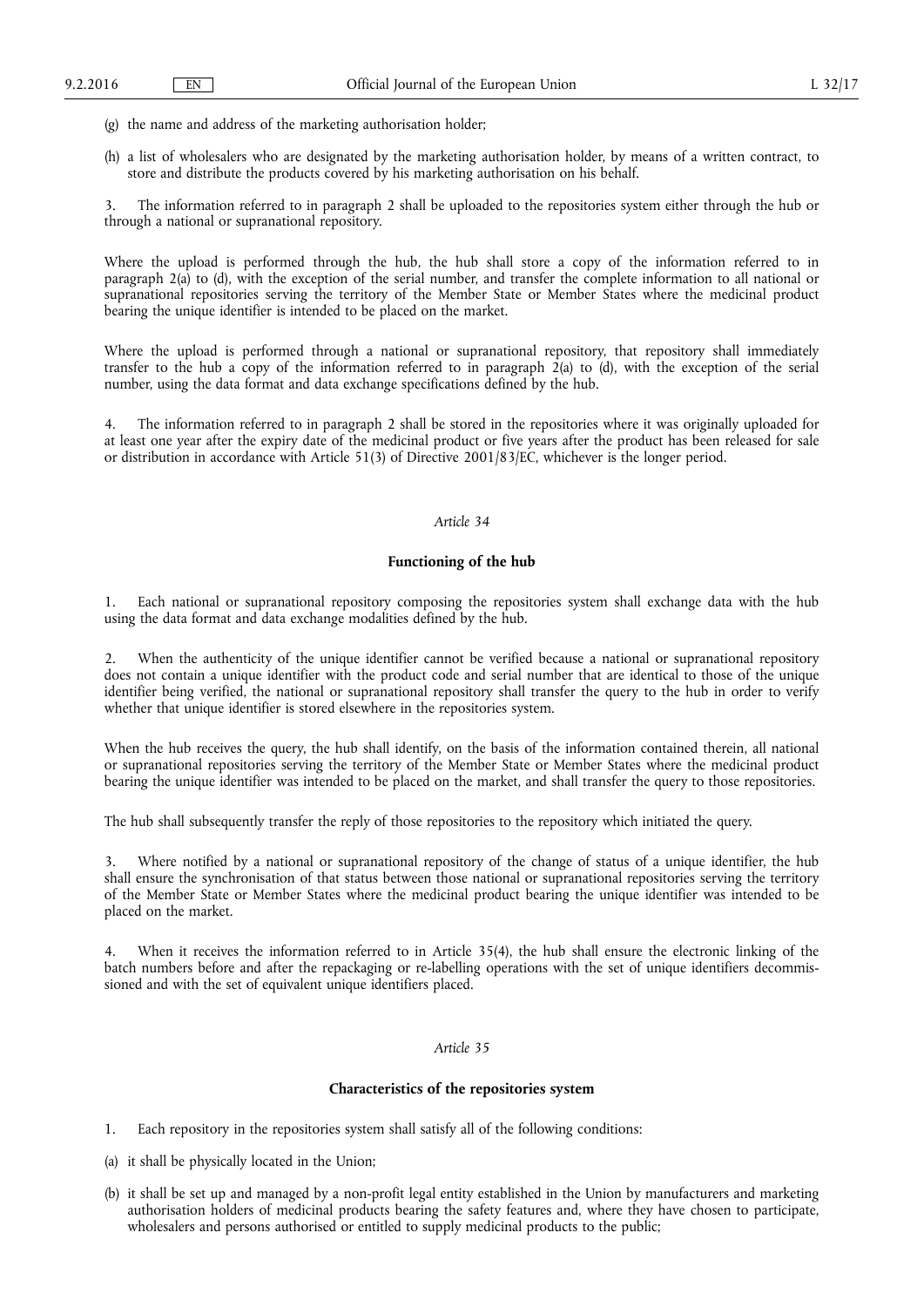(g) the name and address of the marketing authorisation holder;

(h) a list of wholesalers who are designated by the marketing authorisation holder, by means of a written contract, to store and distribute the products covered by his marketing authorisation on his behalf.

3. The information referred to in paragraph 2 shall be uploaded to the repositories system either through the hub or through a national or supranational repository.

Where the upload is performed through the hub, the hub shall store a copy of the information referred to in paragraph 2(a) to (d), with the exception of the serial number, and transfer the complete information to all national or supranational repositories serving the territory of the Member State or Member States where the medicinal product bearing the unique identifier is intended to be placed on the market.

Where the upload is performed through a national or supranational repository, that repository shall immediately transfer to the hub a copy of the information referred to in paragraph 2(a) to (d), with the exception of the serial number, using the data format and data exchange specifications defined by the hub.

4. The information referred to in paragraph 2 shall be stored in the repositories where it was originally uploaded for at least one year after the expiry date of the medicinal product or five years after the product has been released for sale or distribution in accordance with Article 51(3) of Directive 2001/83/EC, whichever is the longer period.

*Article 34*

**Functioning of the hub**

1. Each national or supranational repository composing the repositories system shall exchange data with the hub using the data format and data exchange modalities defined by the hub.

2. When the authenticity of the unique identifier cannot be verified because a national or supranational repository does not contain a unique identifier with the product code and serial number that are identical to those of the unique identifier being verified, the national or supranational repository shall transfer the query to the hub in order to verify whether that unique identifier is stored elsewhere in the repositories system.

When the hub receives the query, the hub shall identify, on the basis of the information contained therein, all national or supranational repositories serving the territory of the Member State or Member States where the medicinal product bearing the unique identifier was intended to be placed on the market, and shall transfer the query to those repositories.

The hub shall subsequently transfer the reply of those repositories to the repository which initiated the query.

3. Where notified by a national or supranational repository of the change of status of a unique identifier, the hub shall ensure the synchronisation of that status between those national or supranational repositories serving the territory of the Member State or Member States where the medicinal product bearing the unique identifier was intended to be placed on the market.

4. When it receives the information referred to in Article 35(4), the hub shall ensure the electronic linking of the batch numbers before and after the repackaging or re-labelling operations with the set of unique identifiers decommissioned and with the set of equivalent unique identifiers placed.

*Article 35*

**Characteristics of the repositories system**

1. Each repository in the repositories system shall satisfy all of the following conditions:

(a) it shall be physically located in the Union;

(b) it shall be set up and managed by a non-profit legal entity established in the Union by manufacturers and marketing authorisation holders of medicinal products bearing the safety features and, where they have chosen to participate, wholesalers and persons authorised or entitled to supply medicinal products to the public;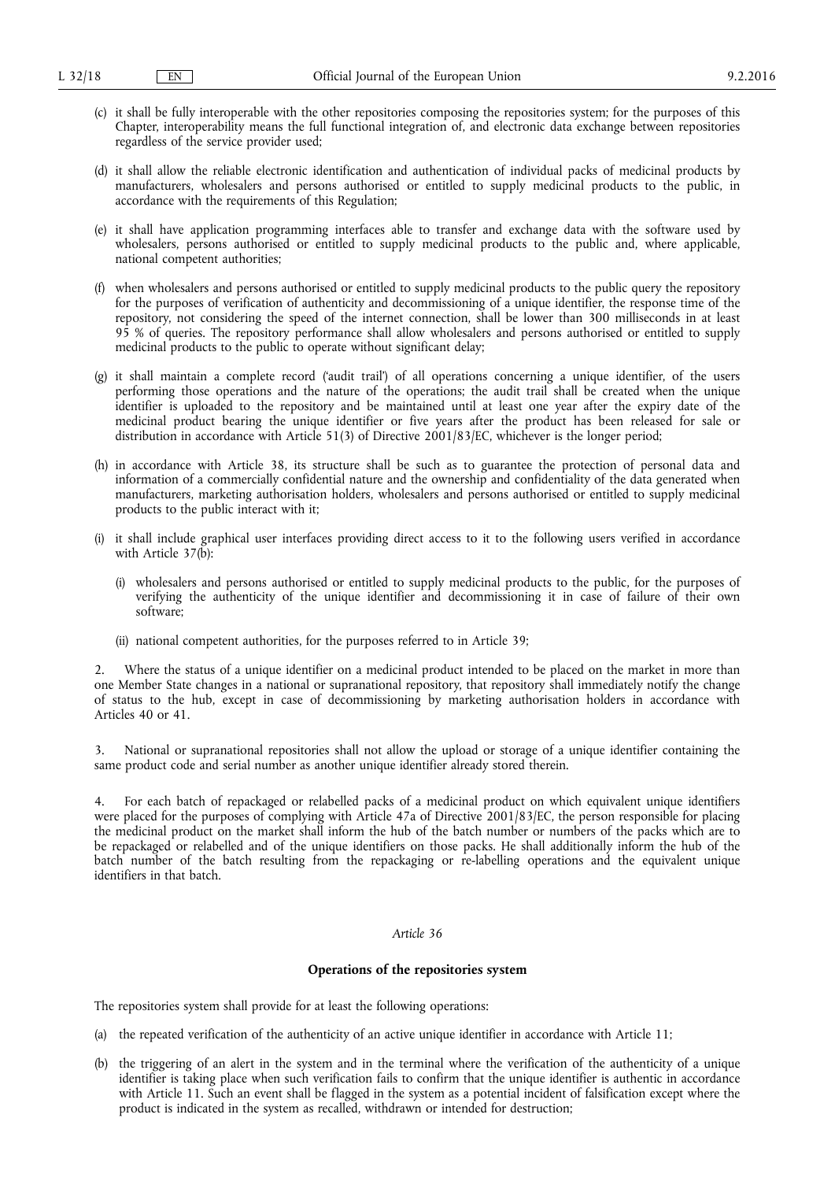(c) it shall be fully interoperable with the other repositories composing the repositories system; for the purposes of this Chapter, interoperability means the full functional integration of, and electronic data exchange between repositories regardless of the service provider used;

(d) it shall allow the reliable electronic identification and authentication of individual packs of medicinal products by manufacturers, wholesalers and persons authorised or entitled to supply medicinal products to the public, in accordance with the requirements of this Regulation;

(e) it shall have application programming interfaces able to transfer and exchange data with the software used by wholesalers, persons authorised or entitled to supply medicinal products to the public and, where applicable, national competent authorities;

(f) when wholesalers and persons authorised or entitled to supply medicinal products to the public query the repository for the purposes of verification of authenticity and decommissioning of a unique identifier, the response time of the repository, not considering the speed of the internet connection, shall be lower than 300 milliseconds in at least 95 % of queries. The repository performance shall allow wholesalers and persons authorised or entitled to supply medicinal products to the public to operate without significant delay;

(g) it shall maintain a complete record ('audit trail') of all operations concerning a unique identifier, of the users performing those operations and the nature of the operations; the audit trail shall be created when the unique identifier is uploaded to the repository and be maintained until at least one year after the expiry date of the medicinal product bearing the unique identifier or five years after the product has been released for sale or distribution in accordance with Article 51(3) of Directive 2001/83/EC, whichever is the longer period;

(h) in accordance with Article 38, its structure shall be such as to guarantee the protection of personal data and information of a commercially confidential nature and the ownership and confidentiality of the data generated when manufacturers, marketing authorisation holders, wholesalers and persons authorised or entitled to supply medicinal products to the public interact with it;

(i) it shall include graphical user interfaces providing direct access to it to the following users verified in accordance with Article 37(b):

   (i) wholesalers and persons authorised or entitled to supply medicinal products to the public, for the purposes of verifying the authenticity of the unique identifier and decommissioning it in case of failure of their own software;

   (ii) national competent authorities, for the purposes referred to in Article 39;

2. Where the status of a unique identifier on a medicinal product intended to be placed on the market in more than one Member State changes in a national or supranational repository, that repository shall immediately notify the change of status to the hub, except in case of decommissioning by marketing authorisation holders in accordance with Articles 40 or 41.

3. National or supranational repositories shall not allow the upload or storage of a unique identifier containing the same product code and serial number as another unique identifier already stored therein.

4. For each batch of repackaged or relabelled packs of a medicinal product on which equivalent unique identifiers were placed for the purposes of complying with Article 47a of Directive 2001/83/EC, the person responsible for placing the medicinal product on the market shall inform the hub of the batch number or numbers of the packs which are to be repackaged or relabelled and of the unique identifiers on those packs. He shall additionally inform the hub of the batch number of the batch resulting from the repackaging or re-labelling operations and the equivalent unique identifiers in that batch.

*Article 36*

**Operations of the repositories system**

The repositories system shall provide for at least the following operations:

(a) the repeated verification of the authenticity of an active unique identifier in accordance with Article 11;

(b) the triggering of an alert in the system and in the terminal where the verification of the authenticity of a unique identifier is taking place when such verification fails to confirm that the unique identifier is authentic in accordance with Article 11. Such an event shall be flagged in the system as a potential incident of falsification except where the product is indicated in the system as recalled, withdrawn or intended for destruction;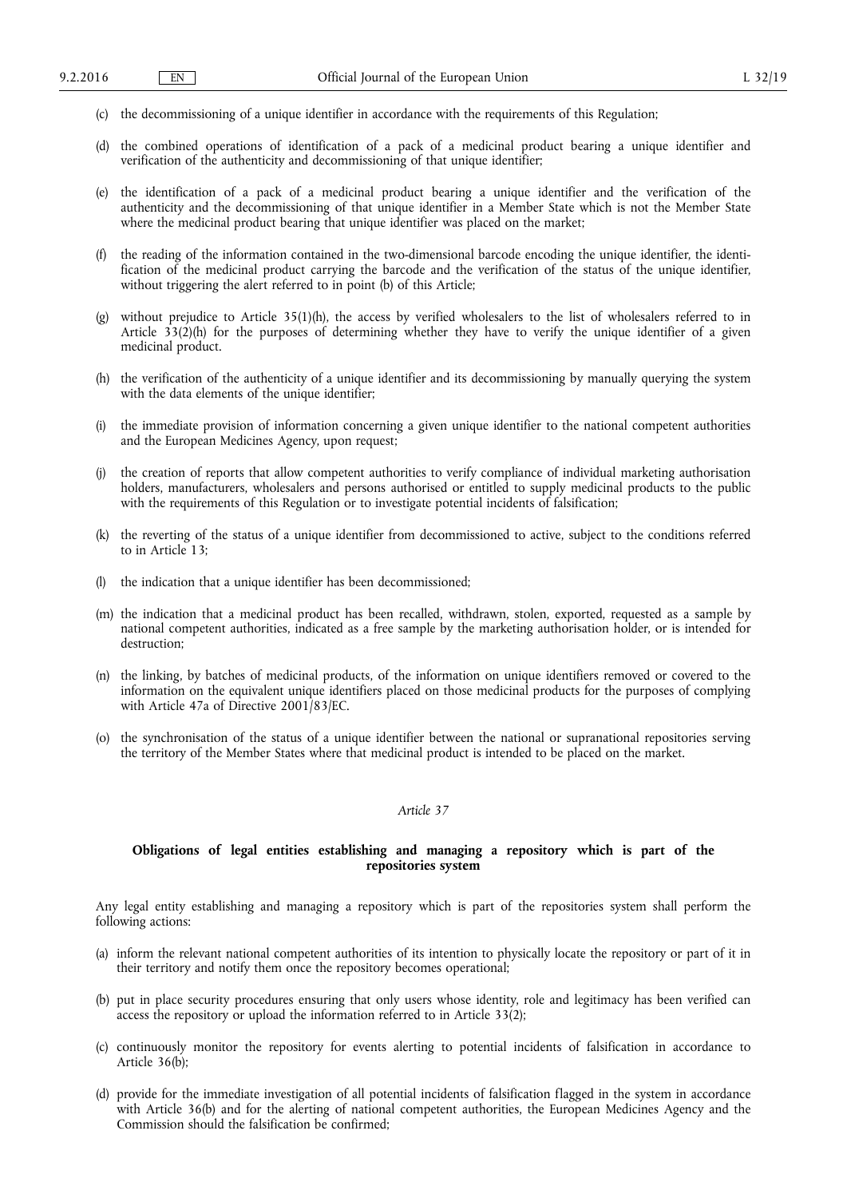(c) the decommissioning of a unique identifier in accordance with the requirements of this Regulation;

(d) the combined operations of identification of a pack of a medicinal product bearing a unique identifier and verification of the authenticity and decommissioning of that unique identifier;

(e) the identification of a pack of a medicinal product bearing a unique identifier and the verification of the authenticity and the decommissioning of that unique identifier in a Member State which is not the Member State where the medicinal product bearing that unique identifier was placed on the market;

(f) the reading of the information contained in the two-dimensional barcode encoding the unique identifier, the identification of the medicinal product carrying the barcode and the verification of the status of the unique identifier, without triggering the alert referred to in point (b) of this Article;

(g) without prejudice to Article 35(1)(h), the access by verified wholesalers to the list of wholesalers referred to in Article 33(2)(h) for the purposes of determining whether they have to verify the unique identifier of a given medicinal product.

(h) the verification of the authenticity of a unique identifier and its decommissioning by manually querying the system with the data elements of the unique identifier;

(i) the immediate provision of information concerning a given unique identifier to the national competent authorities and the European Medicines Agency, upon request;

(j) the creation of reports that allow competent authorities to verify compliance of individual marketing authorisation holders, manufacturers, wholesalers and persons authorised or entitled to supply medicinal products to the public with the requirements of this Regulation or to investigate potential incidents of falsification;

(k) the reverting of the status of a unique identifier from decommissioned to active, subject to the conditions referred to in Article 13;

(l) the indication that a unique identifier has been decommissioned;

(m) the indication that a medicinal product has been recalled, withdrawn, stolen, exported, requested as a sample by national competent authorities, indicated as a free sample by the marketing authorisation holder, or is intended for destruction;

(n) the linking, by batches of medicinal products, of the information on unique identifiers removed or covered to the information on the equivalent unique identifiers placed on those medicinal products for the purposes of complying with Article 47a of Directive 2001/83/EC.

(o) the synchronisation of the status of a unique identifier between the national or supranational repositories serving the territory of the Member States where that medicinal product is intended to be placed on the market.

*Article 37*

**Obligations of legal entities establishing and managing a repository which is part of the repositories system**

Any legal entity establishing and managing a repository which is part of the repositories system shall perform the following actions:

(a) inform the relevant national competent authorities of its intention to physically locate the repository or part of it in their territory and notify them once the repository becomes operational;

(b) put in place security procedures ensuring that only users whose identity, role and legitimacy has been verified can access the repository or upload the information referred to in Article 33(2);

(c) continuously monitor the repository for events alerting to potential incidents of falsification in accordance to Article 36(b);

(d) provide for the immediate investigation of all potential incidents of falsification flagged in the system in accordance with Article 36(b) and for the alerting of national competent authorities, the European Medicines Agency and the Commission should the falsification be confirmed;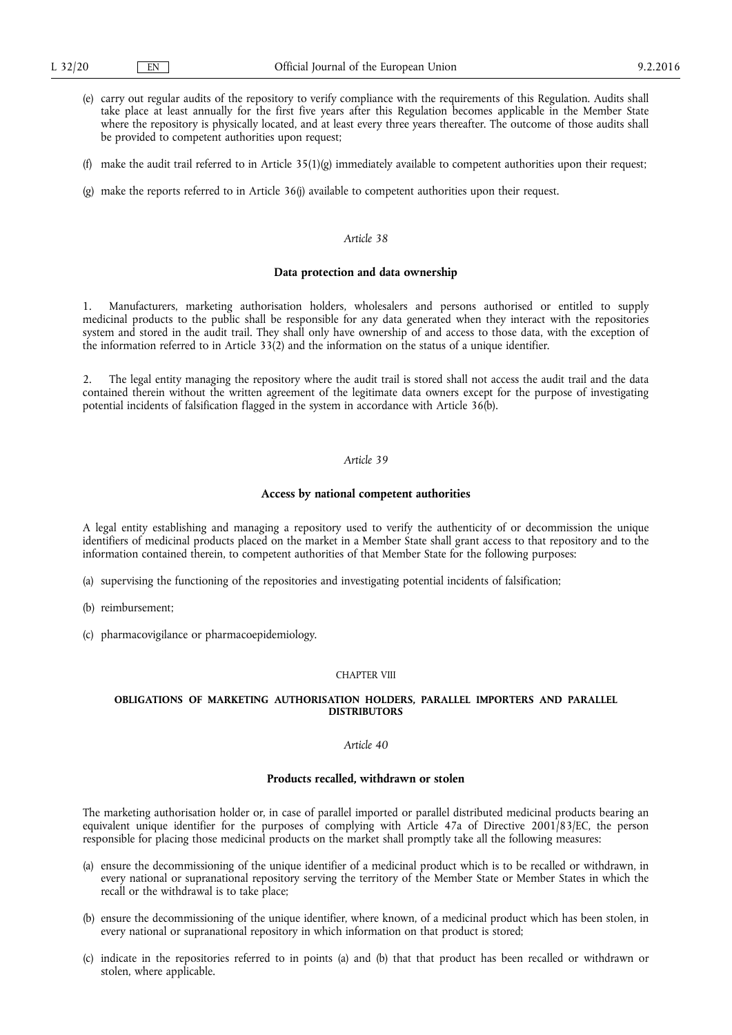(e) carry out regular audits of the repository to verify compliance with the requirements of this Regulation. Audits shall take place at least annually for the first five years after this Regulation becomes applicable in the Member State where the repository is physically located, and at least every three years thereafter. The outcome of those audits shall be provided to competent authorities upon request;

(f) make the audit trail referred to in Article 35(1)(g) immediately available to competent authorities upon their request;

(g) make the reports referred to in Article 36(j) available to competent authorities upon their request.

*Article 38*

**Data protection and data ownership**

1. Manufacturers, marketing authorisation holders, wholesalers and persons authorised or entitled to supply medicinal products to the public shall be responsible for any data generated when they interact with the repositories system and stored in the audit trail. They shall only have ownership of and access to those data, with the exception of the information referred to in Article 33(2) and the information on the status of a unique identifier.

2. The legal entity managing the repository where the audit trail is stored shall not access the audit trail and the data contained therein without the written agreement of the legitimate data owners except for the purpose of investigating potential incidents of falsification flagged in the system in accordance with Article 36(b).

*Article 39*

**Access by national competent authorities**

A legal entity establishing and managing a repository used to verify the authenticity of or decommission the unique identifiers of medicinal products placed on the market in a Member State shall grant access to that repository and to the information contained therein, to competent authorities of that Member State for the following purposes:

(a) supervising the functioning of the repositories and investigating potential incidents of falsification;

(b) reimbursement;

(c) pharmacovigilance or pharmacoepidemiology.

CHAPTER VIII

**OBLIGATIONS OF MARKETING AUTHORISATION HOLDERS, PARALLEL IMPORTERS AND PARALLEL DISTRIBUTORS**

*Article 40*

**Products recalled, withdrawn or stolen**

The marketing authorisation holder or, in case of parallel imported or parallel distributed medicinal products bearing an equivalent unique identifier for the purposes of complying with Article 47a of Directive 2001/83/EC, the person responsible for placing those medicinal products on the market shall promptly take all the following measures:

(a) ensure the decommissioning of the unique identifier of a medicinal product which is to be recalled or withdrawn, in every national or supranational repository serving the territory of the Member State or Member States in which the recall or the withdrawal is to take place;

(b) ensure the decommissioning of the unique identifier, where known, of a medicinal product which has been stolen, in every national or supranational repository in which information on that product is stored;

(c) indicate in the repositories referred to in points (a) and (b) that that product has been recalled or withdrawn or stolen, where applicable.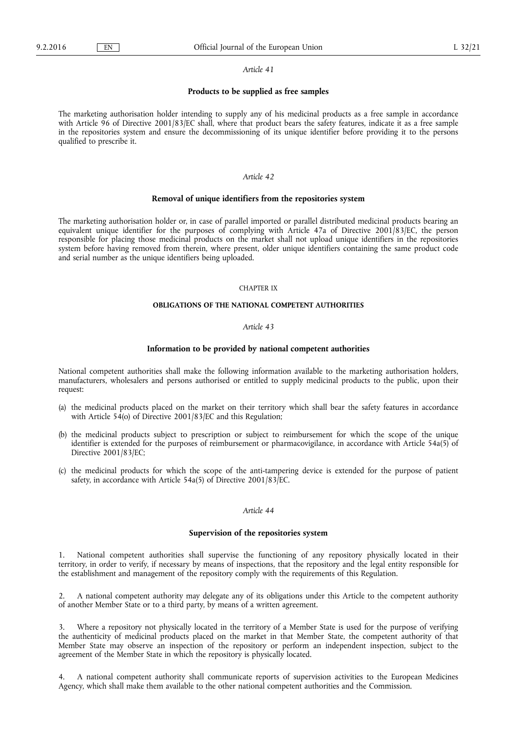*Article 41*

**Products to be supplied as free samples**

The marketing authorisation holder intending to supply any of his medicinal products as a free sample in accordance with Article 96 of Directive 2001/83/EC shall, where that product bears the safety features, indicate it as a free sample in the repositories system and ensure the decommissioning of its unique identifier before providing it to the persons qualified to prescribe it.

*Article 42*

**Removal of unique identifiers from the repositories system**

The marketing authorisation holder or, in case of parallel imported or parallel distributed medicinal products bearing an equivalent unique identifier for the purposes of complying with Article 47a of Directive 2001/83/EC, the person responsible for placing those medicinal products on the market shall not upload unique identifiers in the repositories system before having removed from therein, where present, older unique identifiers containing the same product code and serial number as the unique identifiers being uploaded.

CHAPTER IX

**OBLIGATIONS OF THE NATIONAL COMPETENT AUTHORITIES**

*Article 43*

**Information to be provided by national competent authorities**

National competent authorities shall make the following information available to the marketing authorisation holders, manufacturers, wholesalers and persons authorised or entitled to supply medicinal products to the public, upon their request:

(a) the medicinal products placed on the market on their territory which shall bear the safety features in accordance with Article 54(o) of Directive 2001/83/EC and this Regulation;

(b) the medicinal products subject to prescription or subject to reimbursement for which the scope of the unique identifier is extended for the purposes of reimbursement or pharmacovigilance, in accordance with Article 54a(5) of Directive 2001/83/EC;

(c) the medicinal products for which the scope of the anti-tampering device is extended for the purpose of patient safety, in accordance with Article 54a(5) of Directive 2001/83/EC.

*Article 44*

**Supervision of the repositories system**

1. National competent authorities shall supervise the functioning of any repository physically located in their territory, in order to verify, if necessary by means of inspections, that the repository and the legal entity responsible for the establishment and management of the repository comply with the requirements of this Regulation.

2. A national competent authority may delegate any of its obligations under this Article to the competent authority of another Member State or to a third party, by means of a written agreement.

3. Where a repository not physically located in the territory of a Member State is used for the purpose of verifying the authenticity of medicinal products placed on the market in that Member State, the competent authority of that Member State may observe an inspection of the repository or perform an independent inspection, subject to the agreement of the Member State in which the repository is physically located.

4. A national competent authority shall communicate reports of supervision activities to the European Medicines Agency, which shall make them available to the other national competent authorities and the Commission.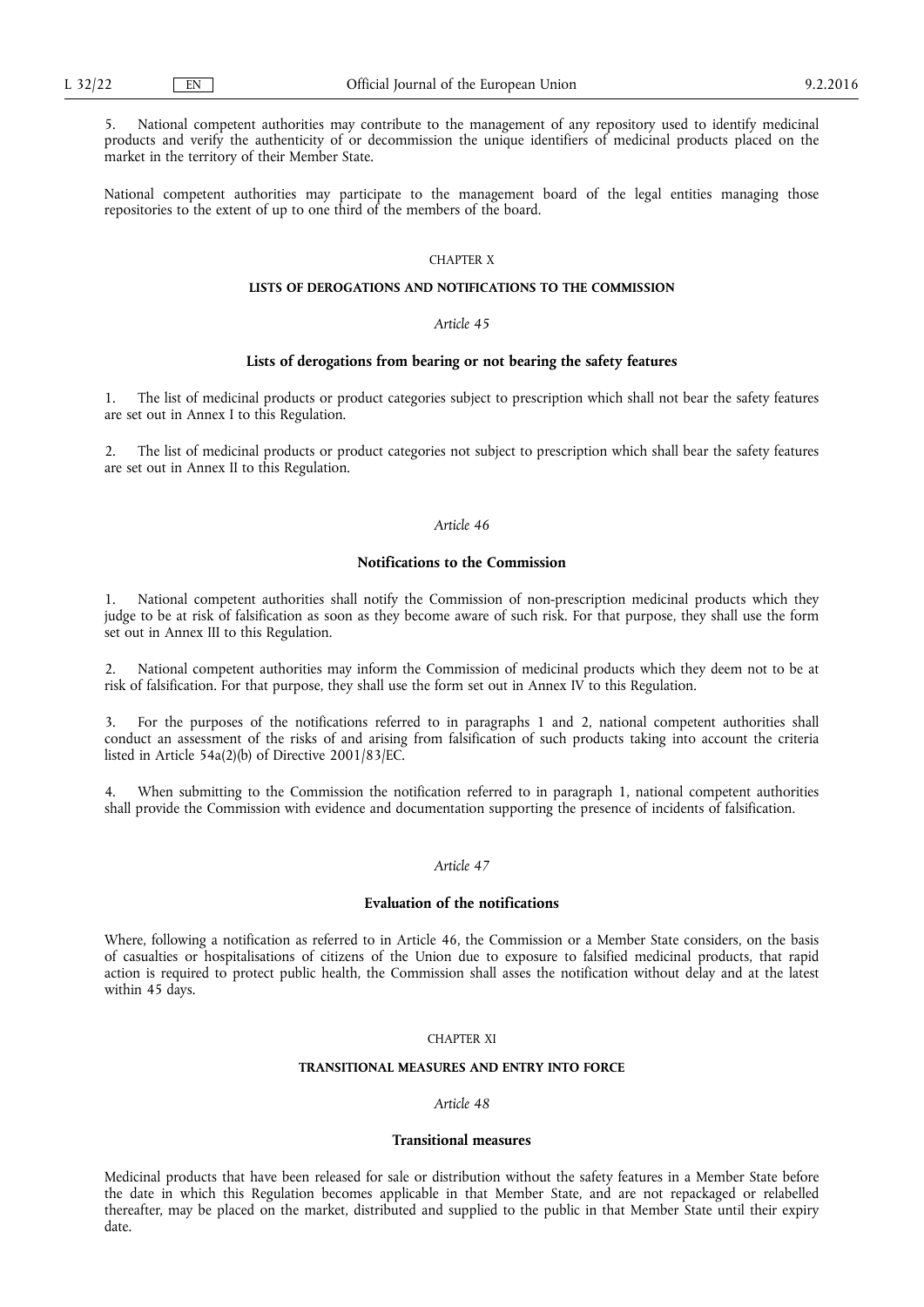5. National competent authorities may contribute to the management of any repository used to identify medicinal products and verify the authenticity of or decommission the unique identifiers of medicinal products placed on the market in the territory of their Member State.

National competent authorities may participate to the management board of the legal entities managing those repositories to the extent of up to one third of the members of the board.

## CHAPTER X

## LISTS OF DEROGATIONS AND NOTIFICATIONS TO THE COMMISSION

### *Article 45*

### Lists of derogations from bearing or not bearing the safety features

1. The list of medicinal products or product categories subject to prescription which shall not bear the safety features are set out in Annex I to this Regulation.

2. The list of medicinal products or product categories not subject to prescription which shall bear the safety features are set out in Annex II to this Regulation.

### *Article 46*

### Notifications to the Commission

1. National competent authorities shall notify the Commission of non-prescription medicinal products which they judge to be at risk of falsification as soon as they become aware of such risk. For that purpose, they shall use the form set out in Annex III to this Regulation.

2. National competent authorities may inform the Commission of medicinal products which they deem not to be at risk of falsification. For that purpose, they shall use the form set out in Annex IV to this Regulation.

3. For the purposes of the notifications referred to in paragraphs 1 and 2, national competent authorities shall conduct an assessment of the risks of and arising from falsification of such products taking into account the criteria listed in Article 54a(2)(b) of Directive 2001/83/EC.

4. When submitting to the Commission the notification referred to in paragraph 1, national competent authorities shall provide the Commission with evidence and documentation supporting the presence of incidents of falsification.

### *Article 47*

### Evaluation of the notifications

Where, following a notification as referred to in Article 46, the Commission or a Member State considers, on the basis of casualties or hospitalisations of citizens of the Union due to exposure to falsified medicinal products, that rapid action is required to protect public health, the Commission shall asses the notification without delay and at the latest within 45 days.

## CHAPTER XI

## TRANSITIONAL MEASURES AND ENTRY INTO FORCE

### *Article 48*

### Transitional measures

Medicinal products that have been released for sale or distribution without the safety features in a Member State before the date in which this Regulation becomes applicable in that Member State, and are not repackaged or relabelled thereafter, may be placed on the market, distributed and supplied to the public in that Member State until their expiry date.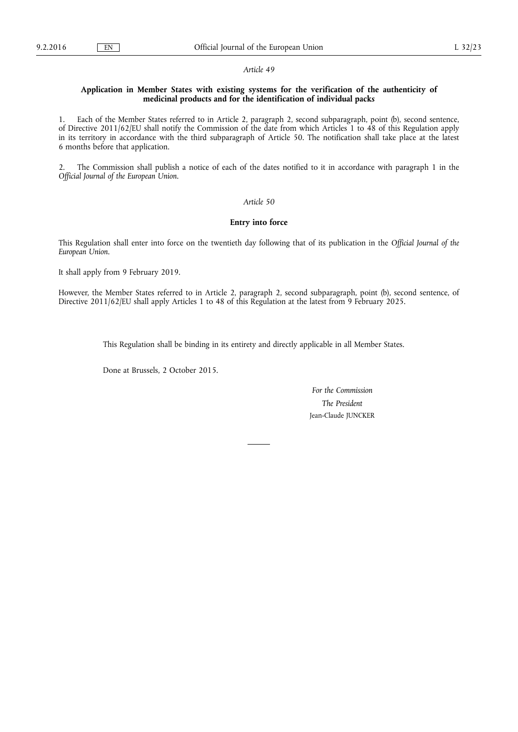*Article 49*

**Application in Member States with existing systems for the verification of the authenticity of medicinal products and for the identification of individual packs**

1. Each of the Member States referred to in Article 2, paragraph 2, second subparagraph, point (b), second sentence, of Directive 2011/62/EU shall notify the Commission of the date from which Articles 1 to 48 of this Regulation apply in its territory in accordance with the third subparagraph of Article 50. The notification shall take place at the latest 6 months before that application.

2. The Commission shall publish a notice of each of the dates notified to it in accordance with paragraph 1 in the *Official Journal of the European Union*.

*Article 50*

**Entry into force**

This Regulation shall enter into force on the twentieth day following that of its publication in the *Official Journal of the European Union*.

It shall apply from 9 February 2019.

However, the Member States referred to in Article 2, paragraph 2, second subparagraph, point (b), second sentence, of Directive 2011/62/EU shall apply Articles 1 to 48 of this Regulation at the latest from 9 February 2025.

This Regulation shall be binding in its entirety and directly applicable in all Member States.

Done at Brussels, 2 October 2015.

*For the Commission*

*The President*

Jean-Claude JUNCKER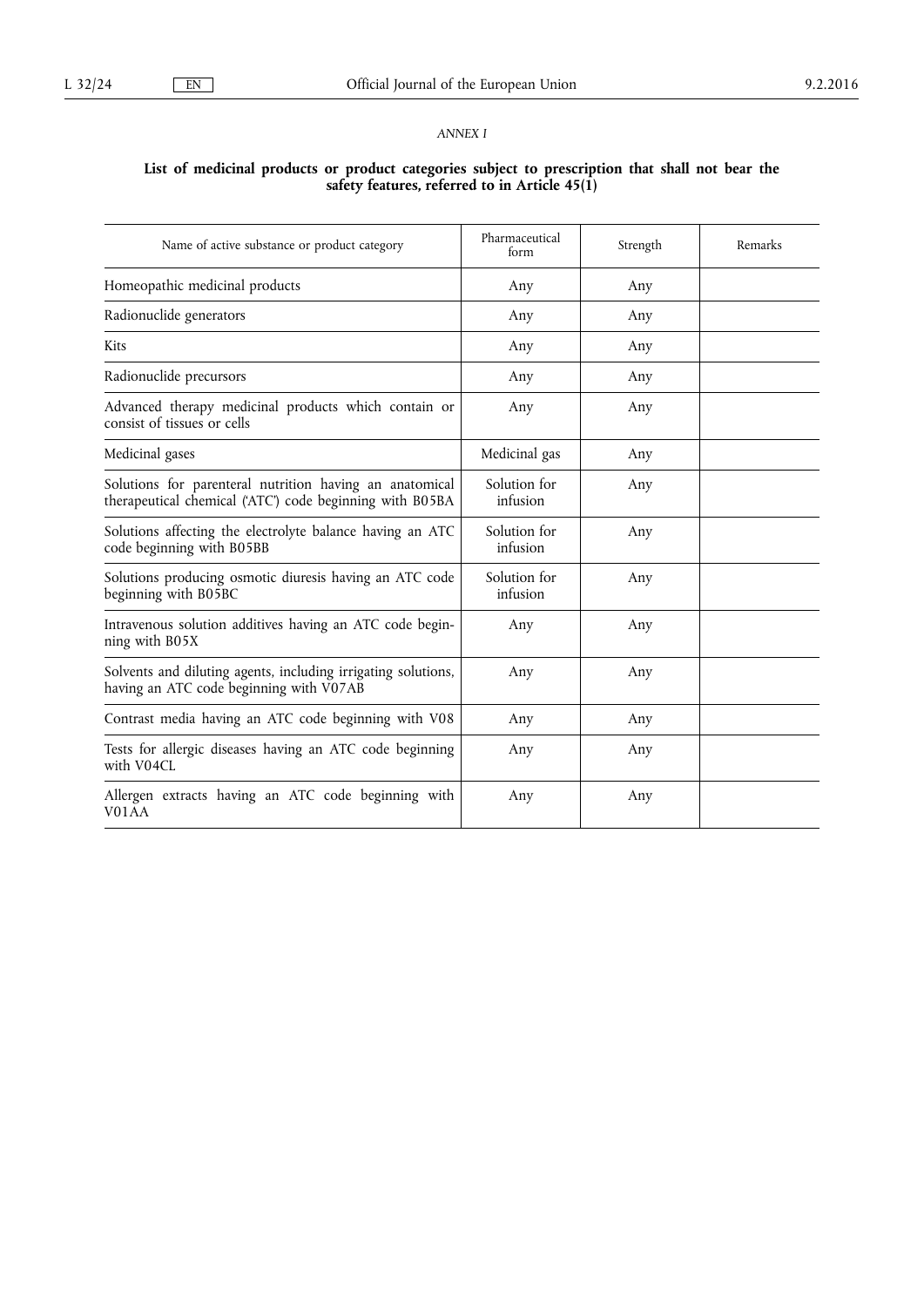*ANNEX I*

**List of medicinal products or product categories subject to prescription that shall not bear the safety features, referred to in Article 45(1)**

| Name of active substance or product category | Pharmaceutical form | Strength | Remarks |
|---|---|---|---|
| Homeopathic medicinal products | Any | Any | |
| Radionuclide generators | Any | Any | |
| Kits | Any | Any | |
| Radionuclide precursors | Any | Any | |
| Advanced therapy medicinal products which contain or consist of tissues or cells | Any | Any | |
| Medicinal gases | Medicinal gas | Any | |
| Solutions for parenteral nutrition having an anatomical therapeutical chemical ('ATC') code beginning with B05BA | Solution for infusion | Any | |
| Solutions affecting the electrolyte balance having an ATC code beginning with B05BB | Solution for infusion | Any | |
| Solutions producing osmotic diuresis having an ATC code beginning with B05BC | Solution for infusion | Any | |
| Intravenous solution additives having an ATC code beginning with B05X | Any | Any | |
| Solvents and diluting agents, including irrigating solutions, having an ATC code beginning with V07AB | Any | Any | |
| Contrast media having an ATC code beginning with V08 | Any | Any | |
| Tests for allergic diseases having an ATC code beginning with V04CL | Any | Any | |
| Allergen extracts having an ATC code beginning with V01AA | Any | Any | |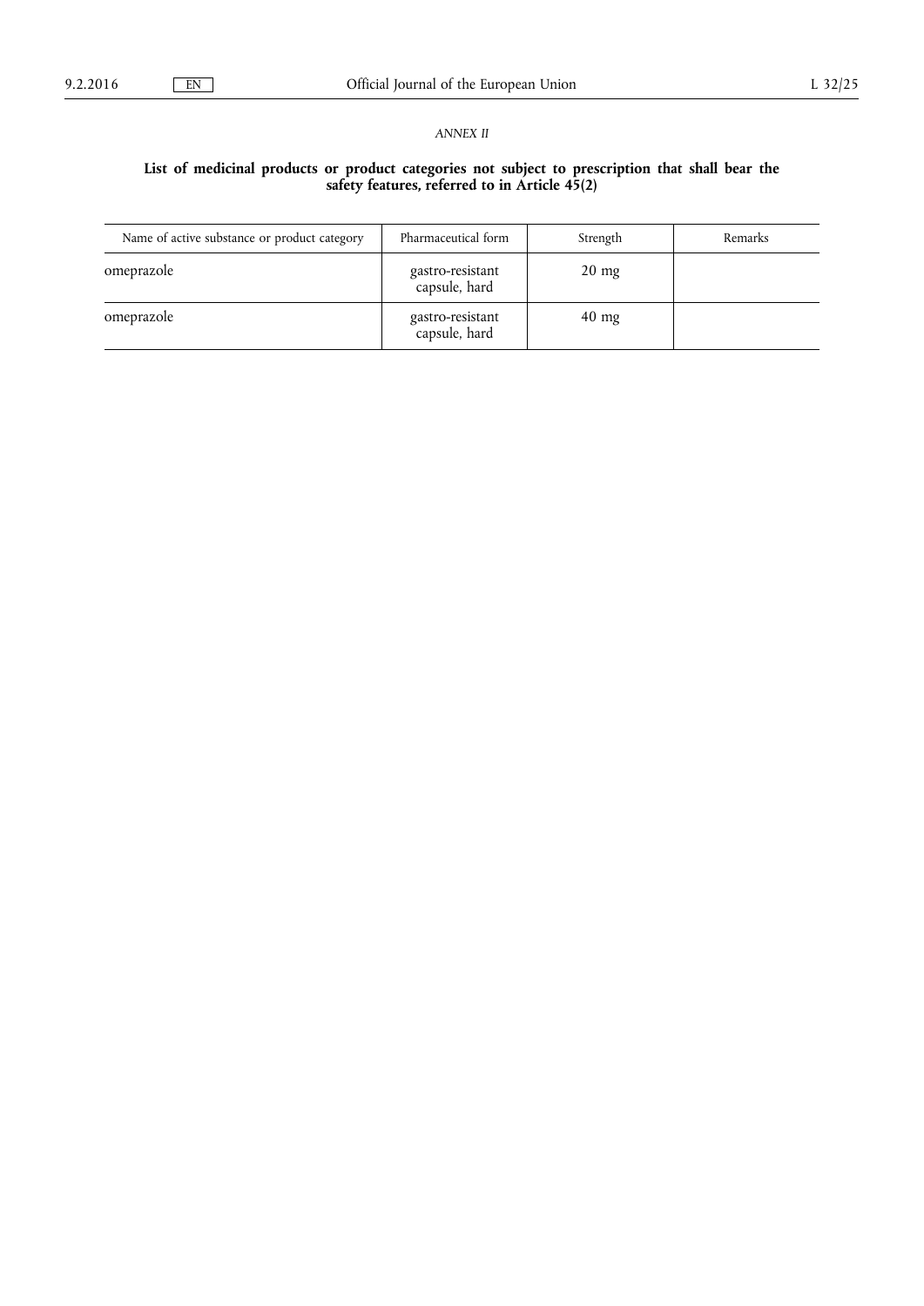*ANNEX II*

## List of medicinal products or product categories not subject to prescription that shall bear the safety features, referred to in Article 45(2)

| Name of active substance or product category | Pharmaceutical form | Strength | Remarks |
|---|---|---|---|
| omeprazole | gastro-resistant capsule, hard | 20 mg | |
| omeprazole | gastro-resistant capsule, hard | 40 mg | |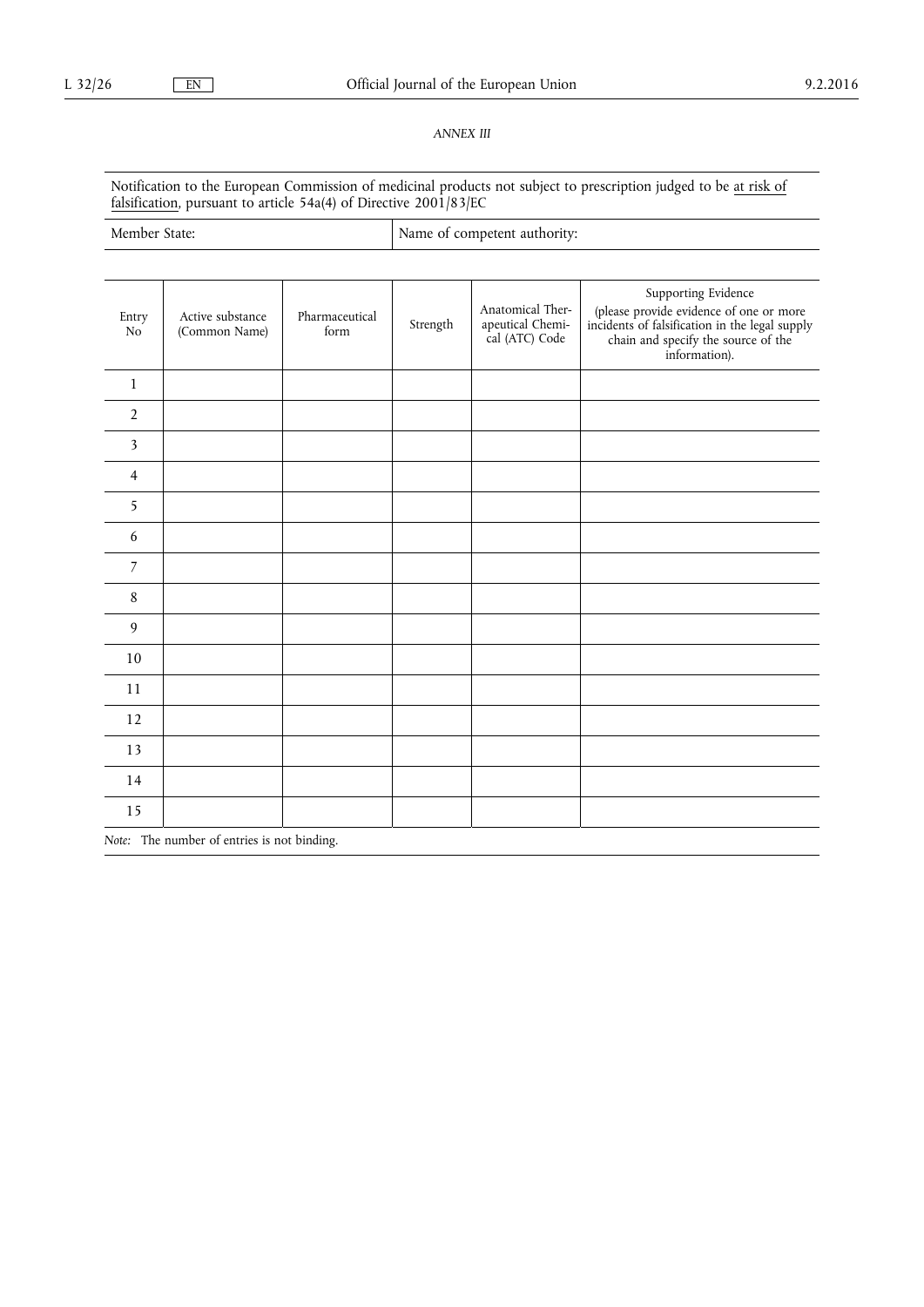*ANNEX III*

Notification to the European Commission of medicinal products not subject to prescription judged to be <u>at risk of falsification</u>, pursuant to article 54a(4) of Directive 2001/83/EC

| Member State: | Name of competent authority: |
|---|---|

| Entry No | Active substance (Common Name) | Pharmaceutical form | Strength | Anatomical Therapeutical Chemical (ATC) Code | Supporting Evidence (please provide evidence of one or more incidents of falsification in the legal supply chain and specify the source of the information). |
|---|---|---|---|---|---|
| 1 | | | | | |
| 2 | | | | | |
| 3 | | | | | |
| 4 | | | | | |
| 5 | | | | | |
| 6 | | | | | |
| 7 | | | | | |
| 8 | | | | | |
| 9 | | | | | |
| 10 | | | | | |
| 11 | | | | | |
| 12 | | | | | |
| 13 | | | | | |
| 14 | | | | | |
| 15 | | | | | |

*Note:* The number of entries is not binding.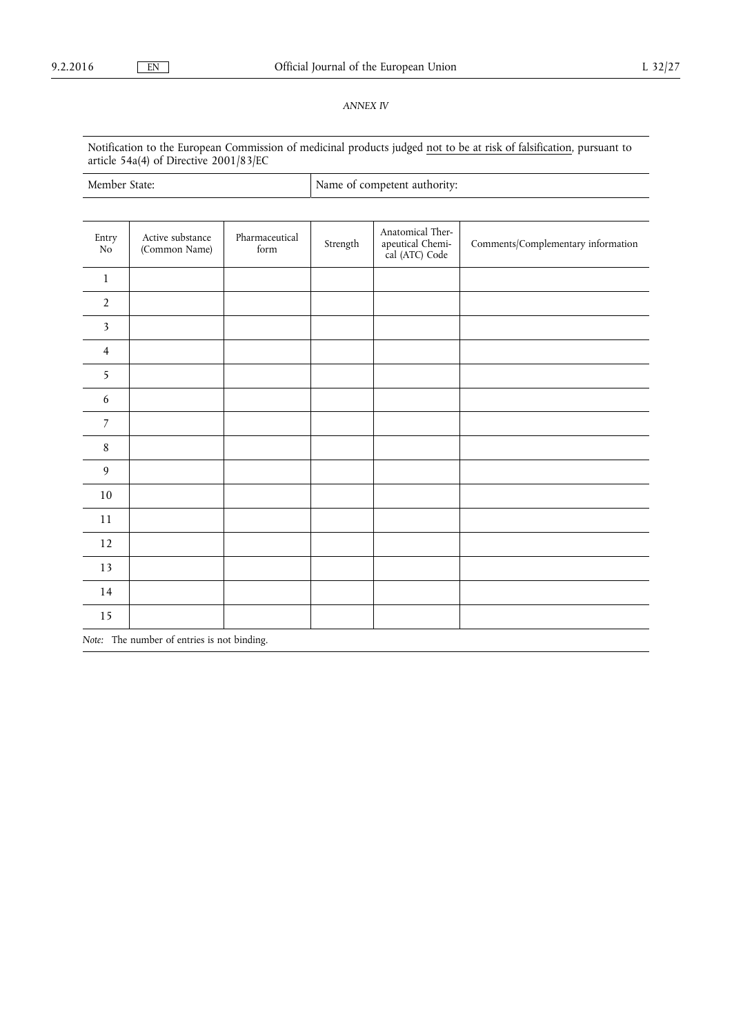*ANNEX IV*

Notification to the European Commission of medicinal products judged <u>not to be at risk of falsification</u>, pursuant to article 54a(4) of Directive 2001/83/EC

| Member State: | Name of competent authority: |
|---|---|

| Entry No | Active substance (Common Name) | Pharmaceutical form | Strength | Anatomical Therapeutical Chemical (ATC) Code | Comments/Complementary information |
|---|---|---|---|---|---|
| 1 | | | | | |
| 2 | | | | | |
| 3 | | | | | |
| 4 | | | | | |
| 5 | | | | | |
| 6 | | | | | |
| 7 | | | | | |
| 8 | | | | | |
| 9 | | | | | |
| 10 | | | | | |
| 11 | | | | | |
| 12 | | | | | |
| 13 | | | | | |
| 14 | | | | | |
| 15 | | | | | |

*Note:* The number of entries is not binding.